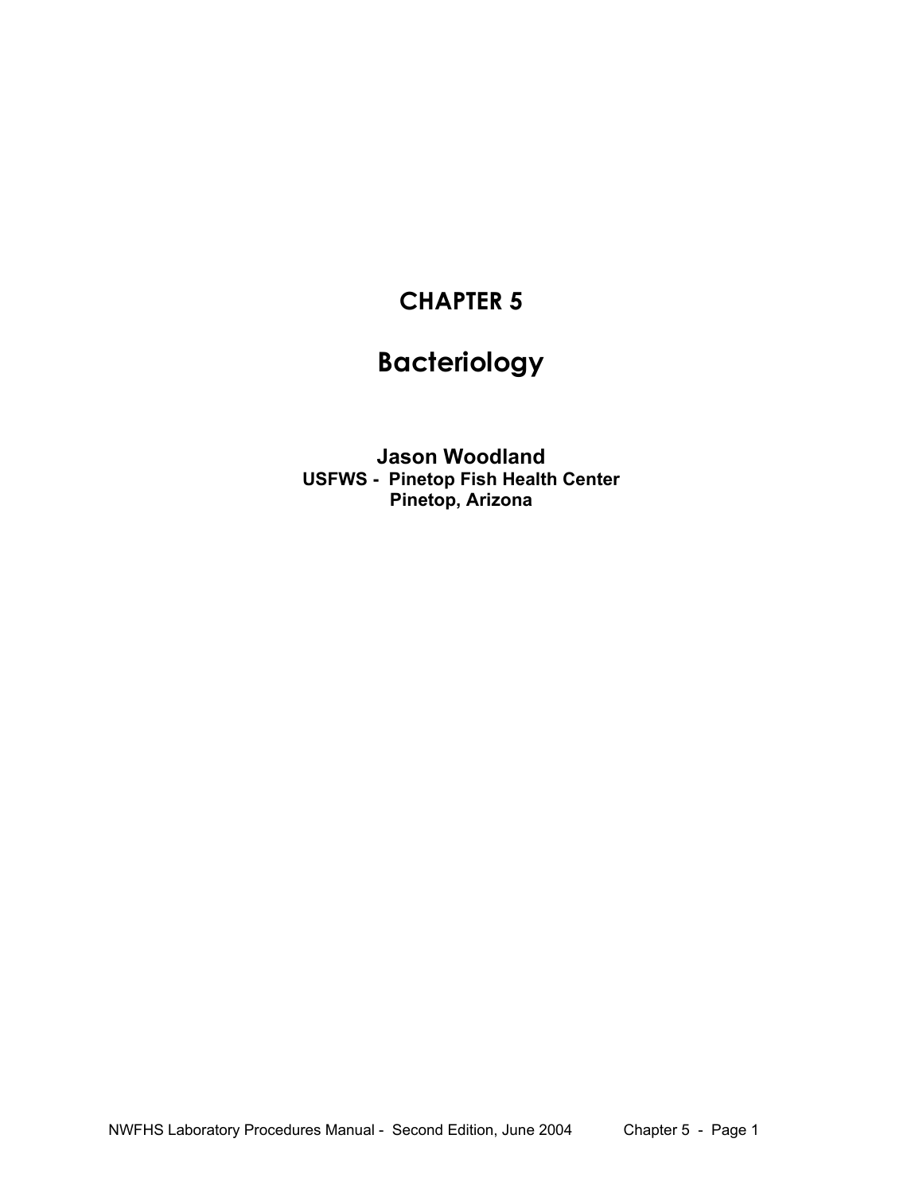# CHAPTER 5

# Bacteriology

**Jason Woodland**
**USFWS - Pinetop Fish Health Center**
**Pinetop, Arizona**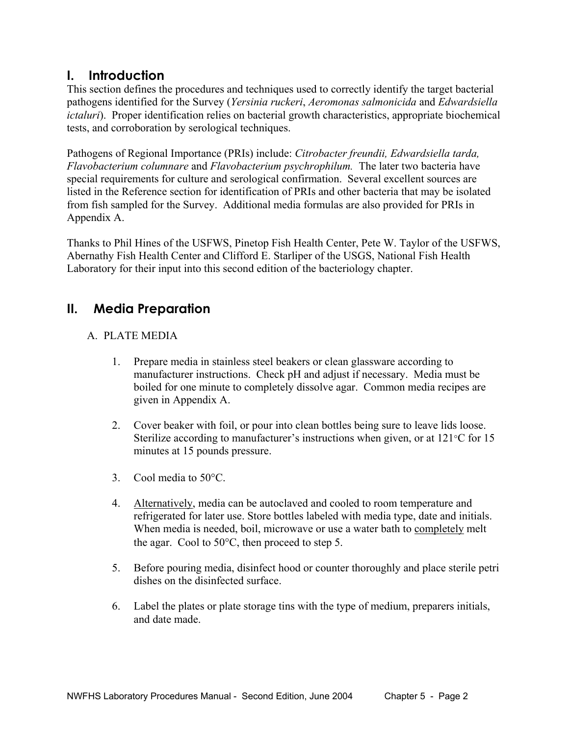## I. Introduction

This section defines the procedures and techniques used to correctly identify the target bacterial pathogens identified for the Survey (*Yersinia ruckeri*, *Aeromonas salmonicida* and *Edwardsiella ictaluri*). Proper identification relies on bacterial growth characteristics, appropriate biochemical tests, and corroboration by serological techniques.

Pathogens of Regional Importance (PRIs) include: *Citrobacter freundii, Edwardsiella tarda, Flavobacterium columnare* and *Flavobacterium psychrophilum.* The later two bacteria have special requirements for culture and serological confirmation. Several excellent sources are listed in the Reference section for identification of PRIs and other bacteria that may be isolated from fish sampled for the Survey. Additional media formulas are also provided for PRIs in Appendix A.

Thanks to Phil Hines of the USFWS, Pinetop Fish Health Center, Pete W. Taylor of the USFWS, Abernathy Fish Health Center and Clifford E. Starliper of the USGS, National Fish Health Laboratory for their input into this second edition of the bacteriology chapter.

## II. Media Preparation

### A. PLATE MEDIA

1. Prepare media in stainless steel beakers or clean glassware according to manufacturer instructions. Check pH and adjust if necessary. Media must be boiled for one minute to completely dissolve agar. Common media recipes are given in Appendix A.

2. Cover beaker with foil, or pour into clean bottles being sure to leave lids loose. Sterilize according to manufacturer's instructions when given, or at 121°C for 15 minutes at 15 pounds pressure.

3. Cool media to 50°C.

4. Alternatively, media can be autoclaved and cooled to room temperature and refrigerated for later use. Store bottles labeled with media type, date and initials. When media is needed, boil, microwave or use a water bath to completely melt the agar. Cool to 50°C, then proceed to step 5.

5. Before pouring media, disinfect hood or counter thoroughly and place sterile petri dishes on the disinfected surface.

6. Label the plates or plate storage tins with the type of medium, preparers initials, and date made.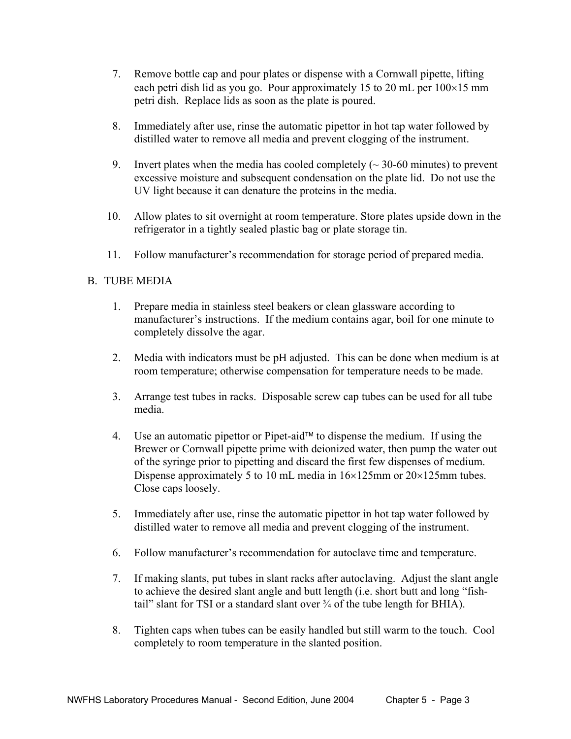7. Remove bottle cap and pour plates or dispense with a Cornwall pipette, lifting each petri dish lid as you go. Pour approximately 15 to 20 mL per 100×15 mm petri dish. Replace lids as soon as the plate is poured.

8. Immediately after use, rinse the automatic pipettor in hot tap water followed by distilled water to remove all media and prevent clogging of the instrument.

9. Invert plates when the media has cooled completely (~ 30-60 minutes) to prevent excessive moisture and subsequent condensation on the plate lid. Do not use the UV light because it can denature the proteins in the media.

10. Allow plates to sit overnight at room temperature. Store plates upside down in the refrigerator in a tightly sealed plastic bag or plate storage tin.

11. Follow manufacturer's recommendation for storage period of prepared media.

B. TUBE MEDIA

1. Prepare media in stainless steel beakers or clean glassware according to manufacturer's instructions. If the medium contains agar, boil for one minute to completely dissolve the agar.

2. Media with indicators must be pH adjusted. This can be done when medium is at room temperature; otherwise compensation for temperature needs to be made.

3. Arrange test tubes in racks. Disposable screw cap tubes can be used for all tube media.

4. Use an automatic pipettor or Pipet-aid™ to dispense the medium. If using the Brewer or Cornwall pipette prime with deionized water, then pump the water out of the syringe prior to pipetting and discard the first few dispenses of medium. Dispense approximately 5 to 10 mL media in 16×125mm or 20×125mm tubes. Close caps loosely.

5. Immediately after use, rinse the automatic pipettor in hot tap water followed by distilled water to remove all media and prevent clogging of the instrument.

6. Follow manufacturer's recommendation for autoclave time and temperature.

7. If making slants, put tubes in slant racks after autoclaving. Adjust the slant angle to achieve the desired slant angle and butt length (i.e. short butt and long "fish-tail" slant for TSI or a standard slant over ¾ of the tube length for BHIA).

8. Tighten caps when tubes can be easily handled but still warm to the touch. Cool completely to room temperature in the slanted position.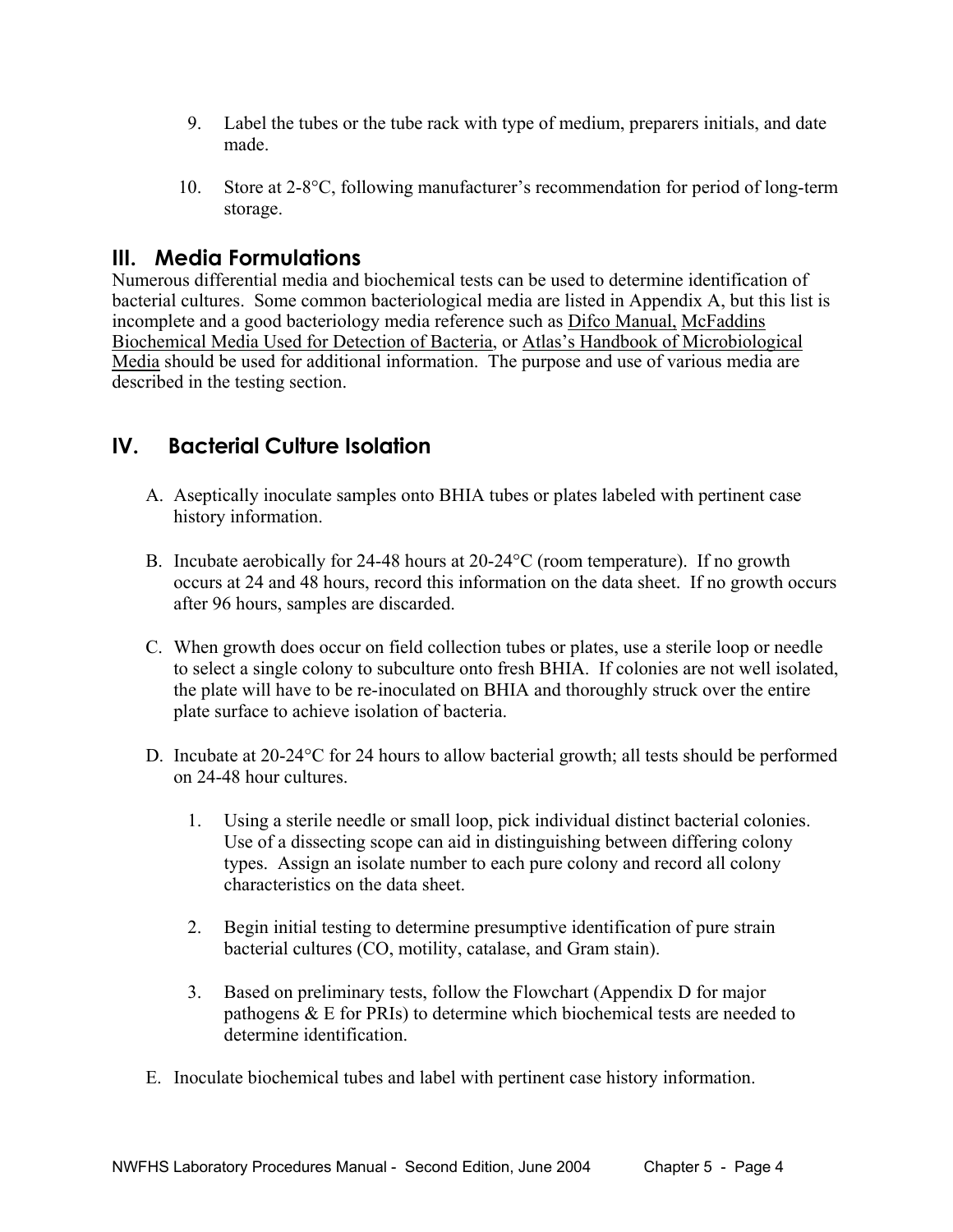9. Label the tubes or the tube rack with type of medium, preparers initials, and date made.

10. Store at 2-8°C, following manufacturer's recommendation for period of long-term storage.

## III. Media Formulations

Numerous differential media and biochemical tests can be used to determine identification of bacterial cultures. Some common bacteriological media are listed in Appendix A, but this list is incomplete and a good bacteriology media reference such as Difco Manual, McFaddins Biochemical Media Used for Detection of Bacteria, or Atlas's Handbook of Microbiological Media should be used for additional information. The purpose and use of various media are described in the testing section.

## IV. Bacterial Culture Isolation

A. Aseptically inoculate samples onto BHIA tubes or plates labeled with pertinent case history information.

B. Incubate aerobically for 24-48 hours at 20-24°C (room temperature). If no growth occurs at 24 and 48 hours, record this information on the data sheet. If no growth occurs after 96 hours, samples are discarded.

C. When growth does occur on field collection tubes or plates, use a sterile loop or needle to select a single colony to subculture onto fresh BHIA. If colonies are not well isolated, the plate will have to be re-inoculated on BHIA and thoroughly struck over the entire plate surface to achieve isolation of bacteria.

D. Incubate at 20-24°C for 24 hours to allow bacterial growth; all tests should be performed on 24-48 hour cultures.

   1. Using a sterile needle or small loop, pick individual distinct bacterial colonies. Use of a dissecting scope can aid in distinguishing between differing colony types. Assign an isolate number to each pure colony and record all colony characteristics on the data sheet.

   2. Begin initial testing to determine presumptive identification of pure strain bacterial cultures (CO, motility, catalase, and Gram stain).

   3. Based on preliminary tests, follow the Flowchart (Appendix D for major pathogens & E for PRIs) to determine which biochemical tests are needed to determine identification.

E. Inoculate biochemical tubes and label with pertinent case history information.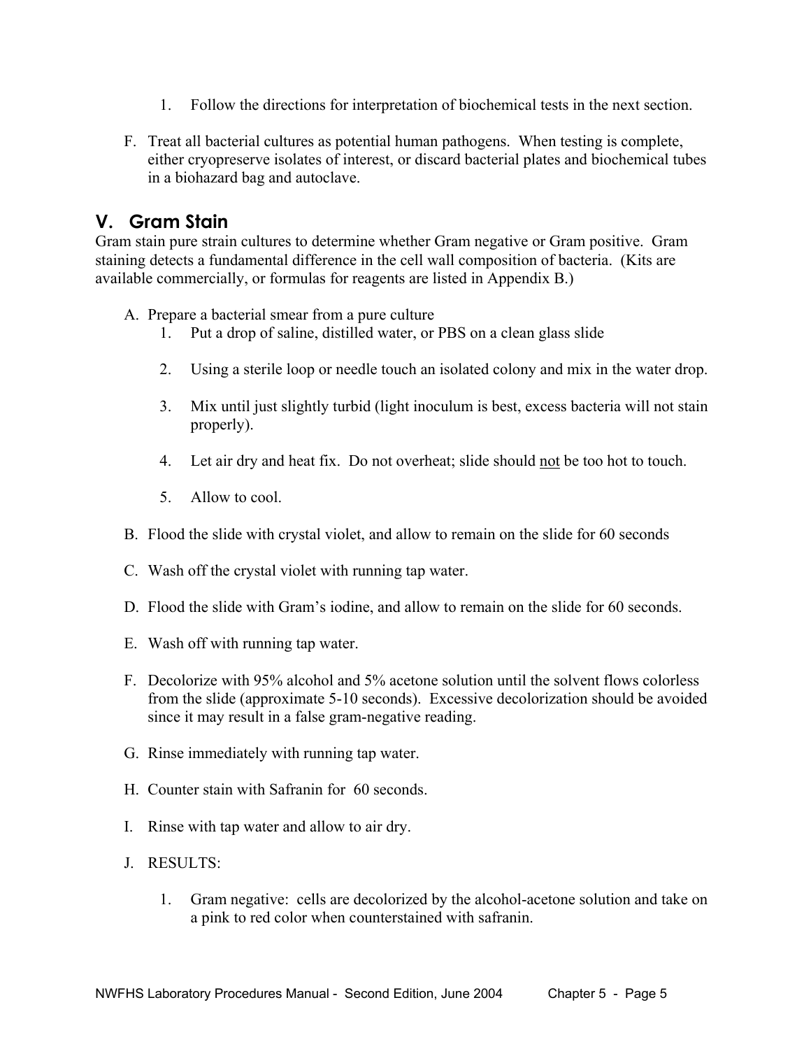1. Follow the directions for interpretation of biochemical tests in the next section.

F. Treat all bacterial cultures as potential human pathogens. When testing is complete, either cryopreserve isolates of interest, or discard bacterial plates and biochemical tubes in a biohazard bag and autoclave.

## V. Gram Stain

Gram stain pure strain cultures to determine whether Gram negative or Gram positive. Gram staining detects a fundamental difference in the cell wall composition of bacteria. (Kits are available commercially, or formulas for reagents are listed in Appendix B.)

A. Prepare a bacterial smear from a pure culture
   1. Put a drop of saline, distilled water, or PBS on a clean glass slide
   2. Using a sterile loop or needle touch an isolated colony and mix in the water drop.
   3. Mix until just slightly turbid (light inoculum is best, excess bacteria will not stain properly).
   4. Let air dry and heat fix. Do not overheat; slide should <u>not</u> be too hot to touch.
   5. Allow to cool.

B. Flood the slide with crystal violet, and allow to remain on the slide for 60 seconds

C. Wash off the crystal violet with running tap water.

D. Flood the slide with Gram's iodine, and allow to remain on the slide for 60 seconds.

E. Wash off with running tap water.

F. Decolorize with 95% alcohol and 5% acetone solution until the solvent flows colorless from the slide (approximate 5-10 seconds). Excessive decolorization should be avoided since it may result in a false gram-negative reading.

G. Rinse immediately with running tap water.

H. Counter stain with Safranin for 60 seconds.

I. Rinse with tap water and allow to air dry.

J. RESULTS:
   1. Gram negative: cells are decolorized by the alcohol-acetone solution and take on a pink to red color when counterstained with safranin.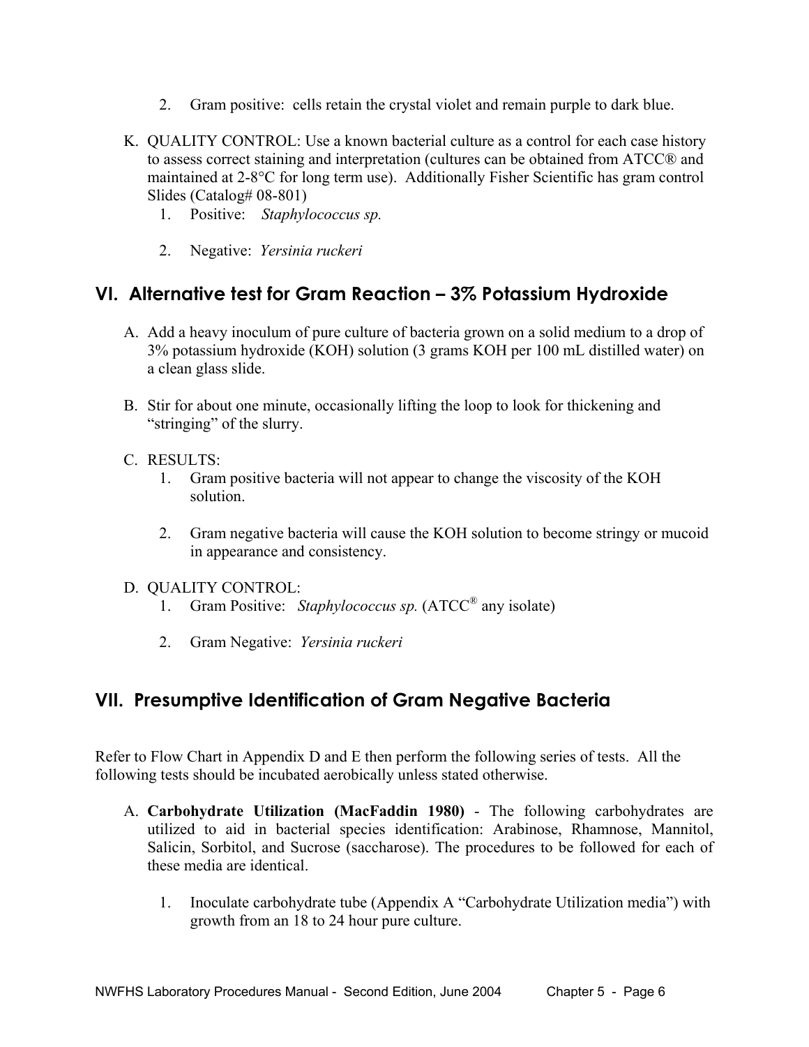2. Gram positive: cells retain the crystal violet and remain purple to dark blue.

K. QUALITY CONTROL: Use a known bacterial culture as a control for each case history to assess correct staining and interpretation (cultures can be obtained from ATCC® and maintained at 2-8°C for long term use). Additionally Fisher Scientific has gram control Slides (Catalog# 08-801)
   1. Positive: *Staphylococcus sp.*
   2. Negative: *Yersinia ruckeri*

## VI. Alternative test for Gram Reaction – 3% Potassium Hydroxide

A. Add a heavy inoculum of pure culture of bacteria grown on a solid medium to a drop of 3% potassium hydroxide (KOH) solution (3 grams KOH per 100 mL distilled water) on a clean glass slide.

B. Stir for about one minute, occasionally lifting the loop to look for thickening and "stringing" of the slurry.

C. RESULTS:
   1. Gram positive bacteria will not appear to change the viscosity of the KOH solution.
   2. Gram negative bacteria will cause the KOH solution to become stringy or mucoid in appearance and consistency.

D. QUALITY CONTROL:
   1. Gram Positive: *Staphylococcus sp.* (ATCC® any isolate)
   2. Gram Negative: *Yersinia ruckeri*

## VII. Presumptive Identification of Gram Negative Bacteria

Refer to Flow Chart in Appendix D and E then perform the following series of tests. All the following tests should be incubated aerobically unless stated otherwise.

A. **Carbohydrate Utilization (MacFaddin 1980)** - The following carbohydrates are utilized to aid in bacterial species identification: Arabinose, Rhamnose, Mannitol, Salicin, Sorbitol, and Sucrose (saccharose). The procedures to be followed for each of these media are identical.

   1. Inoculate carbohydrate tube (Appendix A "Carbohydrate Utilization media") with growth from an 18 to 24 hour pure culture.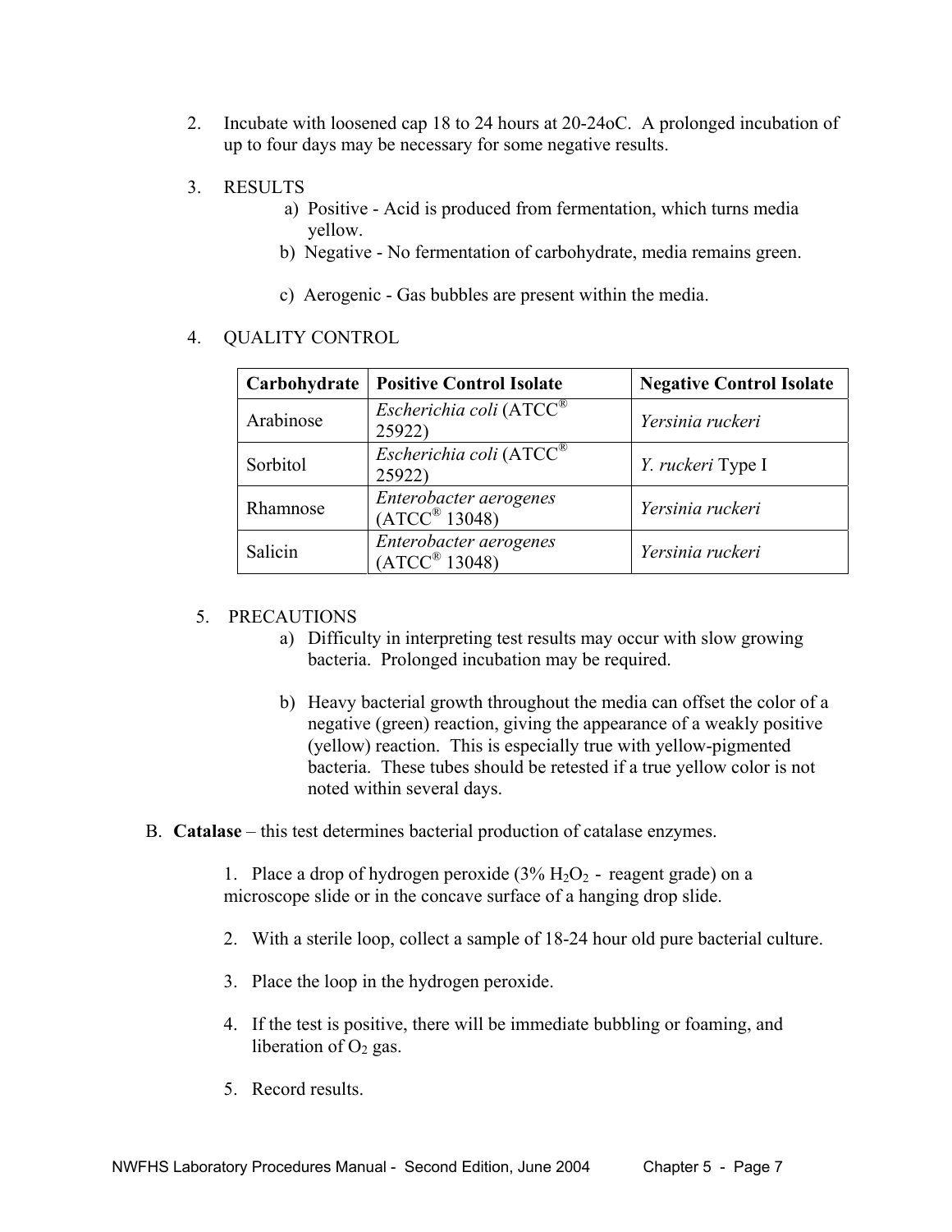2. Incubate with loosened cap 18 to 24 hours at 20-24oC. A prolonged incubation of up to four days may be necessary for some negative results.

3. RESULTS
   a) Positive - Acid is produced from fermentation, which turns media yellow.
   b) Negative - No fermentation of carbohydrate, media remains green.
   c) Aerogenic - Gas bubbles are present within the media.

4. QUALITY CONTROL

| Carbohydrate | Positive Control Isolate | Negative Control Isolate |
|---|---|---|
| Arabinose | *Escherichia coli* (ATCC® 25922) | *Yersinia ruckeri* |
| Sorbitol | *Escherichia coli* (ATCC® 25922) | *Y. ruckeri* Type I |
| Rhamnose | *Enterobacter aerogenes* (ATCC® 13048) | *Yersinia ruckeri* |
| Salicin | *Enterobacter aerogenes* (ATCC® 13048) | *Yersinia ruckeri* |

5. PRECAUTIONS
   a) Difficulty in interpreting test results may occur with slow growing bacteria. Prolonged incubation may be required.
   b) Heavy bacterial growth throughout the media can offset the color of a negative (green) reaction, giving the appearance of a weakly positive (yellow) reaction. This is especially true with yellow-pigmented bacteria. These tubes should be retested if a true yellow color is not noted within several days.

B. **Catalase** – this test determines bacterial production of catalase enzymes.

1. Place a drop of hydrogen peroxide (3% $H_2O_2$ - reagent grade) on a microscope slide or in the concave surface of a hanging drop slide.
2. With a sterile loop, collect a sample of 18-24 hour old pure bacterial culture.
3. Place the loop in the hydrogen peroxide.
4. If the test is positive, there will be immediate bubbling or foaming, and liberation of $O_2$ gas.
5. Record results.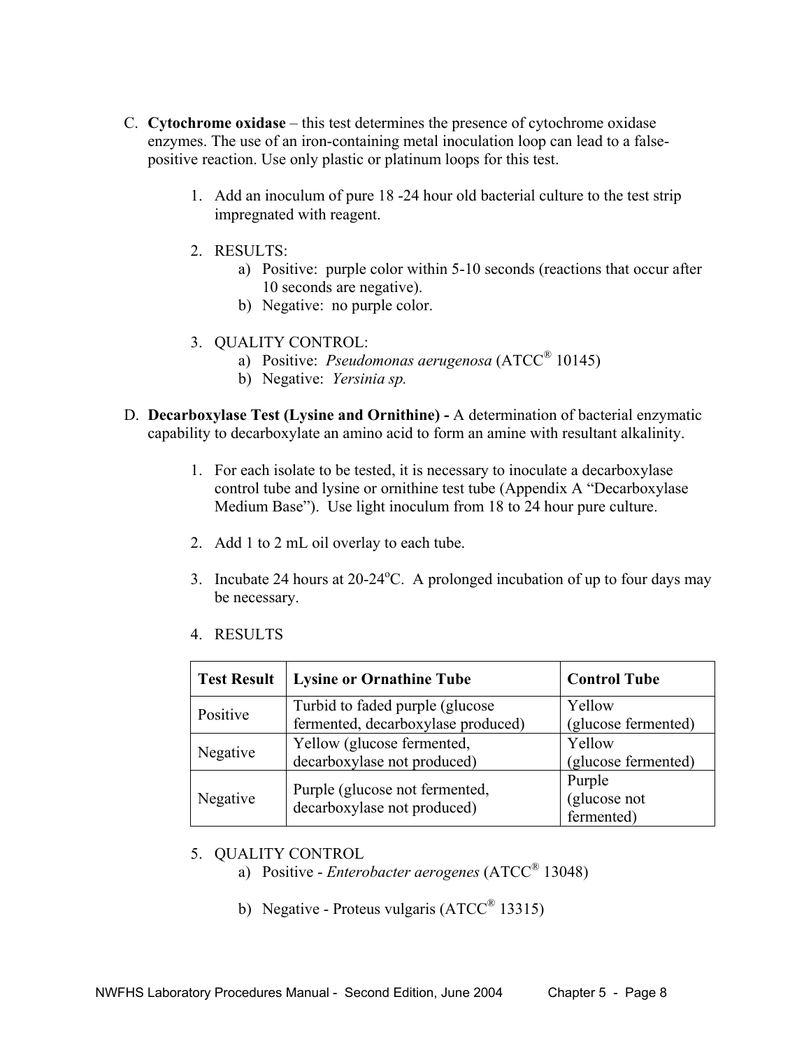C. **Cytochrome oxidase** – this test determines the presence of cytochrome oxidase enzymes. The use of an iron-containing metal inoculation loop can lead to a false-positive reaction. Use only plastic or platinum loops for this test.

   1. Add an inoculum of pure 18 -24 hour old bacterial culture to the test strip impregnated with reagent.

   2. RESULTS:
      a) Positive: purple color within 5-10 seconds (reactions that occur after 10 seconds are negative).
      b) Negative: no purple color.

   3. QUALITY CONTROL:
      a) Positive: *Pseudomonas aeruginosa* (ATCC® 10145)
      b) Negative: *Yersinia sp.*

D. **Decarboxylase Test (Lysine and Ornithine) -** A determination of bacterial enzymatic capability to decarboxylate an amino acid to form an amine with resultant alkalinity.

   1. For each isolate to be tested, it is necessary to inoculate a decarboxylase control tube and lysine or ornithine test tube (Appendix A "Decarboxylase Medium Base"). Use light inoculum from 18 to 24 hour pure culture.

   2. Add 1 to 2 mL oil overlay to each tube.

   3. Incubate 24 hours at 20-24°C. A prolonged incubation of up to four days may be necessary.

   4. RESULTS

| Test Result | Lysine or Ornathine Tube | Control Tube |
|---|---|---|
| Positive | Turbid to faded purple (glucose fermented, decarboxylase produced) | Yellow (glucose fermented) |
| Negative | Yellow (glucose fermented, decarboxylase not produced) | Yellow (glucose fermented) |
| Negative | Purple (glucose not fermented, decarboxylase not produced) | Purple (glucose not fermented) |

   5. QUALITY CONTROL
      a) Positive - *Enterobacter aerogenes* (ATCC® 13048)

      b) Negative - Proteus vulgaris (ATCC® 13315)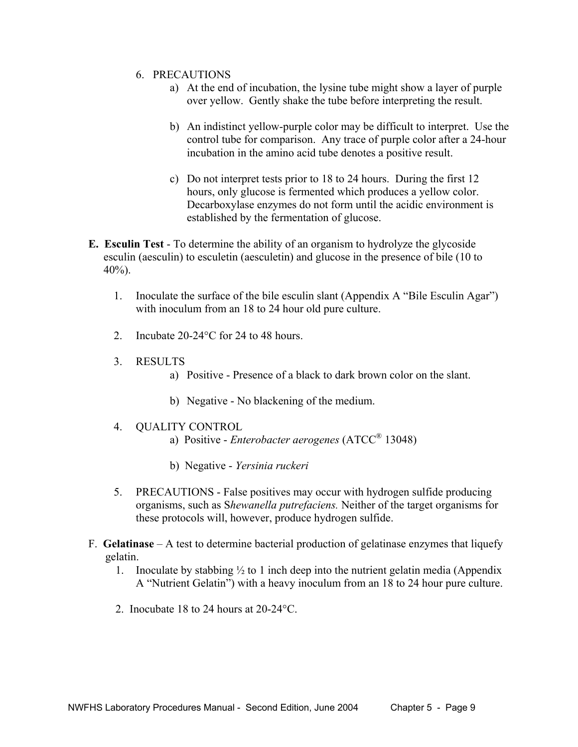6. PRECAUTIONS
    a) At the end of incubation, the lysine tube might show a layer of purple over yellow. Gently shake the tube before interpreting the result.

    b) An indistinct yellow-purple color may be difficult to interpret. Use the control tube for comparison. Any trace of purple color after a 24-hour incubation in the amino acid tube denotes a positive result.

    c) Do not interpret tests prior to 18 to 24 hours. During the first 12 hours, only glucose is fermented which produces a yellow color. Decarboxylase enzymes do not form until the acidic environment is established by the fermentation of glucose.

**E. Esculin Test** - To determine the ability of an organism to hydrolyze the glycoside esculin (aesculin) to esculetin (aesculetin) and glucose in the presence of bile (10 to 40%).

1. Inoculate the surface of the bile esculin slant (Appendix A "Bile Esculin Agar") with inoculum from an 18 to 24 hour old pure culture.

2. Incubate 20-24°C for 24 to 48 hours.

3. RESULTS
    a) Positive - Presence of a black to dark brown color on the slant.

    b) Negative - No blackening of the medium.

4. QUALITY CONTROL
    a) Positive - *Enterobacter aerogenes* (ATCC® 13048)

    b) Negative - *Yersinia ruckeri*

5. PRECAUTIONS - False positives may occur with hydrogen sulfide producing organisms, such as *Shewanella putrefaciens.* Neither of the target organisms for these protocols will, however, produce hydrogen sulfide.

F. **Gelatinase** – A test to determine bacterial production of gelatinase enzymes that liquefy gelatin.

1. Inoculate by stabbing ½ to 1 inch deep into the nutrient gelatin media (Appendix A "Nutrient Gelatin") with a heavy inoculum from an 18 to 24 hour pure culture.

2. Inocubate 18 to 24 hours at 20-24°C.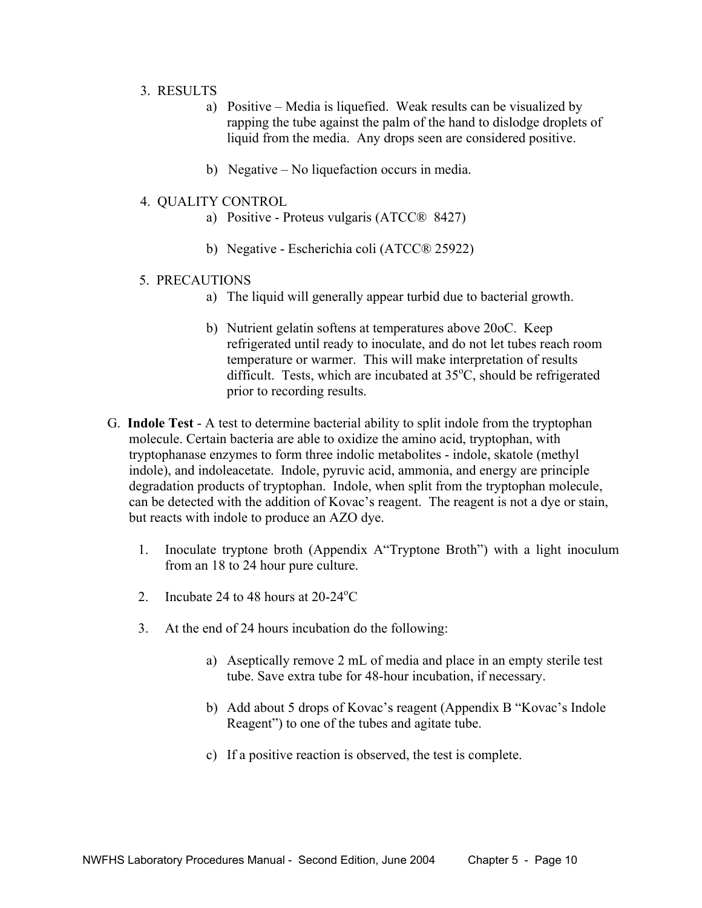3. RESULTS
   a) Positive – Media is liquefied. Weak results can be visualized by rapping the tube against the palm of the hand to dislodge droplets of liquid from the media. Any drops seen are considered positive.

   b) Negative – No liquefaction occurs in media.

4. QUALITY CONTROL
   a) Positive - Proteus vulgaris (ATCC® 8427)

   b) Negative - Escherichia coli (ATCC® 25922)

5. PRECAUTIONS
   a) The liquid will generally appear turbid due to bacterial growth.

   b) Nutrient gelatin softens at temperatures above 20oC. Keep refrigerated until ready to inoculate, and do not let tubes reach room temperature or warmer. This will make interpretation of results difficult. Tests, which are incubated at 35$^o$C, should be refrigerated prior to recording results.

G. **Indole Test** - A test to determine bacterial ability to split indole from the tryptophan molecule. Certain bacteria are able to oxidize the amino acid, tryptophan, with tryptophanase enzymes to form three indolic metabolites - indole, skatole (methyl indole), and indoleacetate. Indole, pyruvic acid, ammonia, and energy are principle degradation products of tryptophan. Indole, when split from the tryptophan molecule, can be detected with the addition of Kovac's reagent. The reagent is not a dye or stain, but reacts with indole to produce an AZO dye.

1. Inoculate tryptone broth (Appendix A"Tryptone Broth") with a light inoculum from an 18 to 24 hour pure culture.

2. Incubate 24 to 48 hours at 20-24$^o$C

3. At the end of 24 hours incubation do the following:

   a) Aseptically remove 2 mL of media and place in an empty sterile test tube. Save extra tube for 48-hour incubation, if necessary.

   b) Add about 5 drops of Kovac's reagent (Appendix B "Kovac's Indole Reagent") to one of the tubes and agitate tube.

   c) If a positive reaction is observed, the test is complete.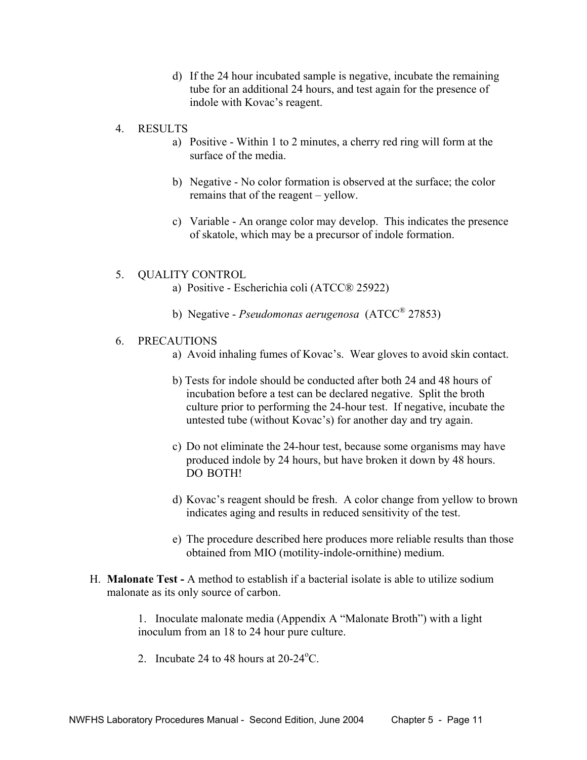d) If the 24 hour incubated sample is negative, incubate the remaining tube for an additional 24 hours, and test again for the presence of indole with Kovac's reagent.

4. RESULTS

   a) Positive - Within 1 to 2 minutes, a cherry red ring will form at the surface of the media.

   b) Negative - No color formation is observed at the surface; the color remains that of the reagent – yellow.

   c) Variable - An orange color may develop. This indicates the presence of skatole, which may be a precursor of indole formation.

5. QUALITY CONTROL

   a) Positive - Escherichia coli (ATCC® 25922)

   b) Negative - *Pseudomonas aeruginosa* (ATCC® 27853)

6. PRECAUTIONS

   a) Avoid inhaling fumes of Kovac's. Wear gloves to avoid skin contact.

   b) Tests for indole should be conducted after both 24 and 48 hours of incubation before a test can be declared negative. Split the broth culture prior to performing the 24-hour test. If negative, incubate the untested tube (without Kovac's) for another day and try again.

   c) Do not eliminate the 24-hour test, because some organisms may have produced indole by 24 hours, but have broken it down by 48 hours. DO BOTH!

   d) Kovac's reagent should be fresh. A color change from yellow to brown indicates aging and results in reduced sensitivity of the test.

   e) The procedure described here produces more reliable results than those obtained from MIO (motility-indole-ornithine) medium.

H. **Malonate Test -** A method to establish if a bacterial isolate is able to utilize sodium malonate as its only source of carbon.

   1. Inoculate malonate media (Appendix A "Malonate Broth") with a light inoculum from an 18 to 24 hour pure culture.

   2. Incubate 24 to 48 hours at 20-24$^{o}$C.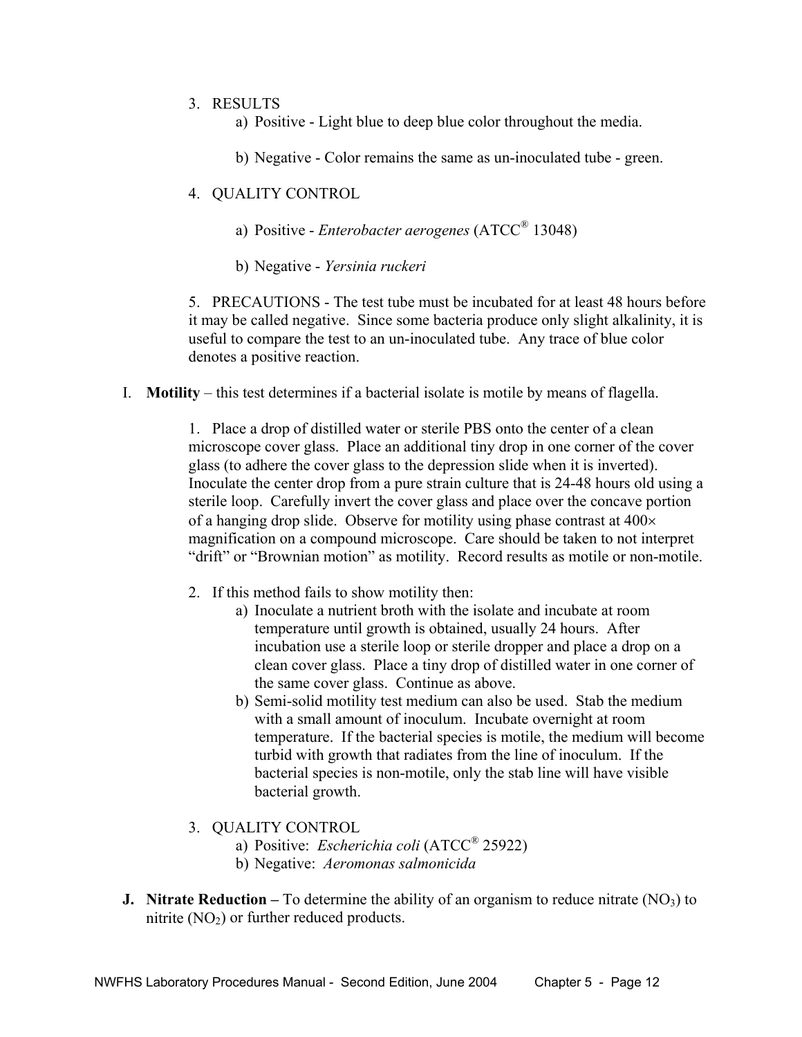3. RESULTS
    a) Positive - Light blue to deep blue color throughout the media.

    b) Negative - Color remains the same as un-inoculated tube - green.

4. QUALITY CONTROL

    a) Positive - *Enterobacter aerogenes* (ATCC® 13048)

    b) Negative - *Yersinia ruckeri*

5. PRECAUTIONS - The test tube must be incubated for at least 48 hours before it may be called negative. Since some bacteria produce only slight alkalinity, it is useful to compare the test to an un-inoculated tube. Any trace of blue color denotes a positive reaction.

I. **Motility** – this test determines if a bacterial isolate is motile by means of flagella.

1. Place a drop of distilled water or sterile PBS onto the center of a clean microscope cover glass. Place an additional tiny drop in one corner of the cover glass (to adhere the cover glass to the depression slide when it is inverted). Inoculate the center drop from a pure strain culture that is 24-48 hours old using a sterile loop. Carefully invert the cover glass and place over the concave portion of a hanging drop slide. Observe for motility using phase contrast at 400× magnification on a compound microscope. Care should be taken to not interpret "drift" or "Brownian motion" as motility. Record results as motile or non-motile.

2. If this method fails to show motility then:
    a) Inoculate a nutrient broth with the isolate and incubate at room temperature until growth is obtained, usually 24 hours. After incubation use a sterile loop or sterile dropper and place a drop on a clean cover glass. Place a tiny drop of distilled water in one corner of the same cover glass. Continue as above.
    b) Semi-solid motility test medium can also be used. Stab the medium with a small amount of inoculum. Incubate overnight at room temperature. If the bacterial species is motile, the medium will become turbid with growth that radiates from the line of inoculum. If the bacterial species is non-motile, only the stab line will have visible bacterial growth.

3. QUALITY CONTROL
    a) Positive: *Escherichia coli* (ATCC® 25922)
    b) Negative: *Aeromonas salmonicida*

**J. Nitrate Reduction –** To determine the ability of an organism to reduce nitrate ($NO_3$) to nitrite ($NO_2$) or further reduced products.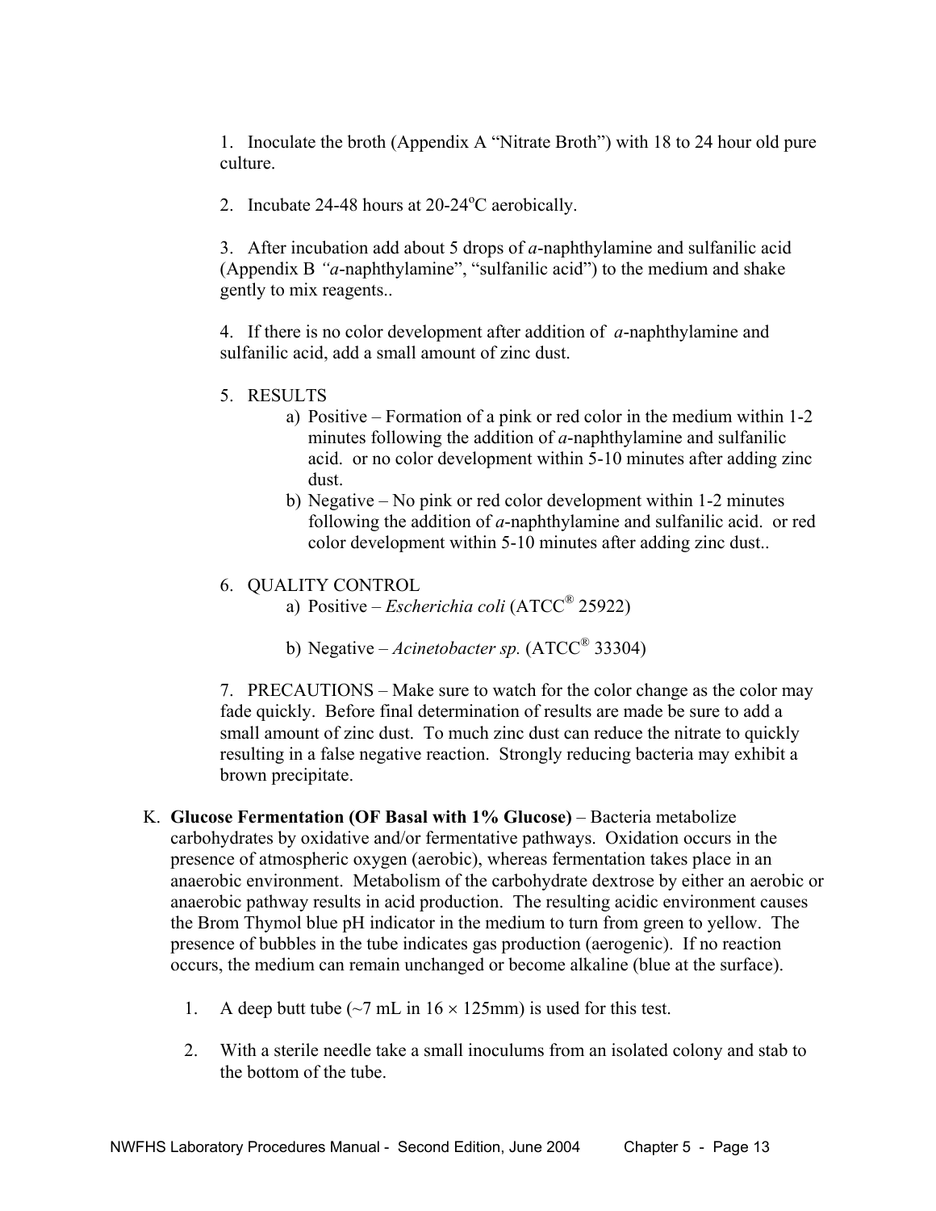1. Inoculate the broth (Appendix A "Nitrate Broth") with 18 to 24 hour old pure culture.

2. Incubate 24-48 hours at 20-24°C aerobically.

3. After incubation add about 5 drops of *a*-naphthylamine and sulfanilic acid (Appendix B *"a*-naphthylamine", "sulfanilic acid") to the medium and shake gently to mix reagents..

4. If there is no color development after addition of *a*-naphthylamine and sulfanilic acid, add a small amount of zinc dust.

5. RESULTS
   a) Positive – Formation of a pink or red color in the medium within 1-2 minutes following the addition of *a*-naphthylamine and sulfanilic acid. or no color development within 5-10 minutes after adding zinc dust.
   b) Negative – No pink or red color development within 1-2 minutes following the addition of *a*-naphthylamine and sulfanilic acid. or red color development within 5-10 minutes after adding zinc dust..

6. QUALITY CONTROL
   a) Positive – *Escherichia coli* (ATCC® 25922)
   b) Negative – *Acinetobacter sp.* (ATCC® 33304)

7. PRECAUTIONS – Make sure to watch for the color change as the color may fade quickly. Before final determination of results are made be sure to add a small amount of zinc dust. To much zinc dust can reduce the nitrate to quickly resulting in a false negative reaction. Strongly reducing bacteria may exhibit a brown precipitate.

K. **Glucose Fermentation (OF Basal with 1% Glucose)** – Bacteria metabolize carbohydrates by oxidative and/or fermentative pathways. Oxidation occurs in the presence of atmospheric oxygen (aerobic), whereas fermentation takes place in an anaerobic environment. Metabolism of the carbohydrate dextrose by either an aerobic or anaerobic pathway results in acid production. The resulting acidic environment causes the Brom Thymol blue pH indicator in the medium to turn from green to yellow. The presence of bubbles in the tube indicates gas production (aerogenic). If no reaction occurs, the medium can remain unchanged or become alkaline (blue at the surface).

   1. A deep butt tube (~7 mL in $16 \times 125$mm) is used for this test.

   2. With a sterile needle take a small inoculums from an isolated colony and stab to the bottom of the tube.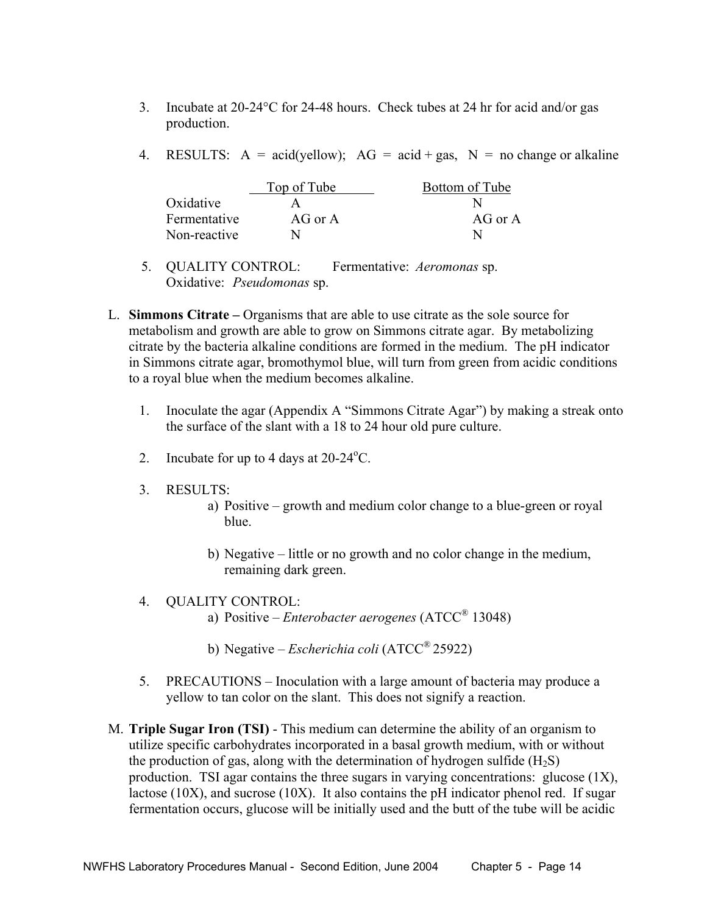3. Incubate at 20-24°C for 24-48 hours. Check tubes at 24 hr for acid and/or gas production.

4. RESULTS: A = acid(yellow); AG = acid + gas, N = no change or alkaline

| | Top of Tube | Bottom of Tube |
|---|---|---|
| Oxidative | A | N |
| Fermentative | AG or A | AG or A |
| Non-reactive | N | N |

5. QUALITY CONTROL: Fermentative: *Aeromonas* sp. Oxidative: *Pseudomonas* sp.

L. **Simmons Citrate –** Organisms that are able to use citrate as the sole source for metabolism and growth are able to grow on Simmons citrate agar. By metabolizing citrate by the bacteria alkaline conditions are formed in the medium. The pH indicator in Simmons citrate agar, bromothymol blue, will turn from green from acidic conditions to a royal blue when the medium becomes alkaline.

   1. Inoculate the agar (Appendix A "Simmons Citrate Agar") by making a streak onto the surface of the slant with a 18 to 24 hour old pure culture.

   2. Incubate for up to 4 days at 20-24°C.

   3. RESULTS:
      a) Positive – growth and medium color change to a blue-green or royal blue.

      b) Negative – little or no growth and no color change in the medium, remaining dark green.

   4. QUALITY CONTROL:
      a) Positive – *Enterobacter aerogenes* (ATCC® 13048)

      b) Negative – *Escherichia coli* (ATCC® 25922)

   5. PRECAUTIONS – Inoculation with a large amount of bacteria may produce a yellow to tan color on the slant. This does not signify a reaction.

M. **Triple Sugar Iron (TSI)** - This medium can determine the ability of an organism to utilize specific carbohydrates incorporated in a basal growth medium, with or without the production of gas, along with the determination of hydrogen sulfide ($H_2S$) production. TSI agar contains the three sugars in varying concentrations: glucose (1X), lactose (10X), and sucrose (10X). It also contains the pH indicator phenol red. If sugar fermentation occurs, glucose will be initially used and the butt of the tube will be acidic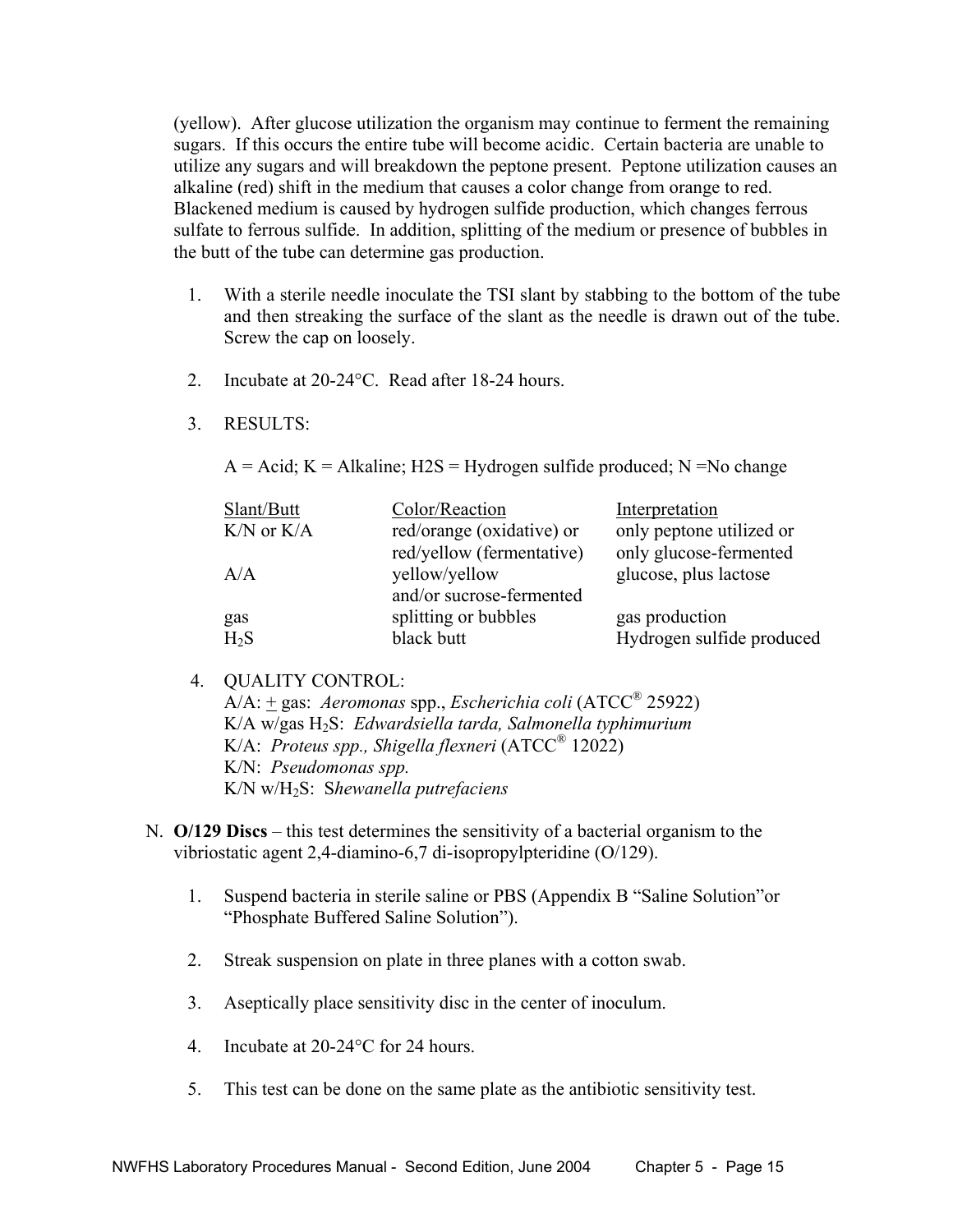(yellow). After glucose utilization the organism may continue to ferment the remaining sugars. If this occurs the entire tube will become acidic. Certain bacteria are unable to utilize any sugars and will breakdown the peptone present. Peptone utilization causes an alkaline (red) shift in the medium that causes a color change from orange to red. Blackened medium is caused by hydrogen sulfide production, which changes ferrous sulfate to ferrous sulfide. In addition, splitting of the medium or presence of bubbles in the butt of the tube can determine gas production.

1. With a sterile needle inoculate the TSI slant by stabbing to the bottom of the tube and then streaking the surface of the slant as the needle is drawn out of the tube. Screw the cap on loosely.

2. Incubate at 20-24°C. Read after 18-24 hours.

3. RESULTS:

   A = Acid; K = Alkaline; H2S = Hydrogen sulfide produced; N =No change

| Slant/Butt | Color/Reaction | Interpretation |
|---|---|---|
| K/N or K/A | red/orange (oxidative) or red/yellow (fermentative) | only peptone utilized or only glucose-fermented |
| A/A | yellow/yellow and/or sucrose-fermented | glucose, plus lactose |
| gas | splitting or bubbles | gas production |
| $H_2S$ | black butt | Hydrogen sulfide produced |

4. QUALITY CONTROL:
   A/A: $\pm$ gas: *Aeromonas* spp., *Escherichia coli* (ATCC® 25922)
   K/A w/gas $H_2S$: *Edwardsiella tarda, Salmonella typhimurium*
   K/A: *Proteus spp., Shigella flexneri* (ATCC® 12022)
   K/N: *Pseudomonas spp.*
   K/N w/$H_2S$: *Shewanella putrefaciens*

N. **O/129 Discs** – this test determines the sensitivity of a bacterial organism to the vibriostatic agent 2,4-diamino-6,7 di-isopropylpteridine (O/129).

1. Suspend bacteria in sterile saline or PBS (Appendix B "Saline Solution"or "Phosphate Buffered Saline Solution").

2. Streak suspension on plate in three planes with a cotton swab.

3. Aseptically place sensitivity disc in the center of inoculum.

4. Incubate at 20-24°C for 24 hours.

5. This test can be done on the same plate as the antibiotic sensitivity test.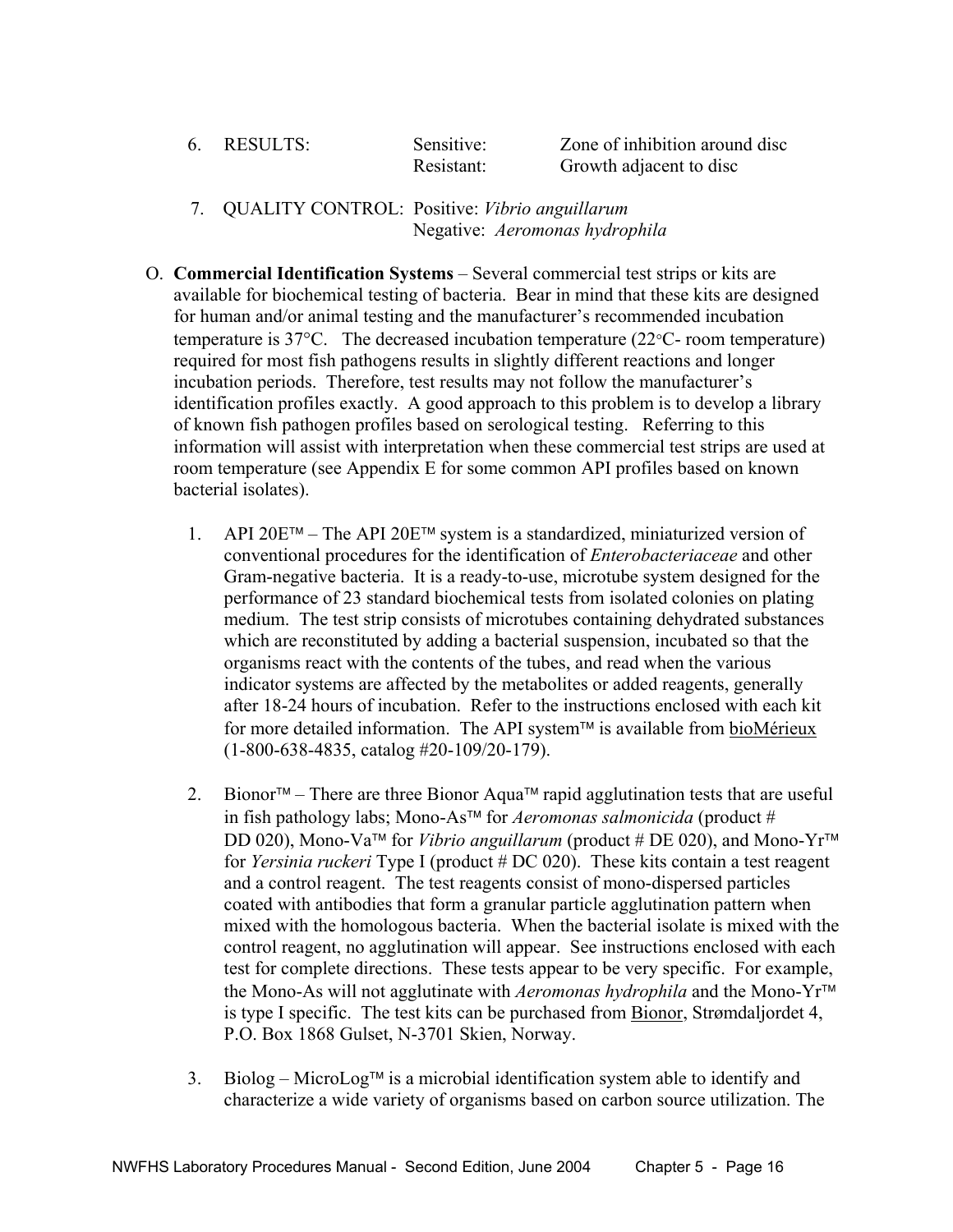6. RESULTS:

| | | |
|---|---|---|
| RESULTS: | Sensitive: | Zone of inhibition around disc |
| | Resistant: | Growth adjacent to disc |

7. QUALITY CONTROL: Positive: *Vibrio anguillarum*
   Negative: *Aeromonas hydrophila*

O. **Commercial Identification Systems** – Several commercial test strips or kits are available for biochemical testing of bacteria. Bear in mind that these kits are designed for human and/or animal testing and the manufacturer's recommended incubation temperature is 37°C. The decreased incubation temperature (22°C- room temperature) required for most fish pathogens results in slightly different reactions and longer incubation periods. Therefore, test results may not follow the manufacturer's identification profiles exactly. A good approach to this problem is to develop a library of known fish pathogen profiles based on serological testing. Referring to this information will assist with interpretation when these commercial test strips are used at room temperature (see Appendix E for some common API profiles based on known bacterial isolates).

1. API 20E™ – The API 20E™ system is a standardized, miniaturized version of conventional procedures for the identification of *Enterobacteriaceae* and other Gram-negative bacteria. It is a ready-to-use, microtube system designed for the performance of 23 standard biochemical tests from isolated colonies on plating medium. The test strip consists of microtubes containing dehydrated substances which are reconstituted by adding a bacterial suspension, incubated so that the organisms react with the contents of the tubes, and read when the various indicator systems are affected by the metabolites or added reagents, generally after 18-24 hours of incubation. Refer to the instructions enclosed with each kit for more detailed information. The API system™ is available from bioMérieux (1-800-638-4835, catalog #20-109/20-179).

2. Bionor™ – There are three Bionor Aqua™ rapid agglutination tests that are useful in fish pathology labs; Mono-As™ for *Aeromonas salmonicida* (product # DD 020), Mono-Va™ for *Vibrio anguillarum* (product # DE 020), and Mono-Yr™ for *Yersinia ruckeri* Type I (product # DC 020). These kits contain a test reagent and a control reagent. The test reagents consist of mono-dispersed particles coated with antibodies that form a granular particle agglutination pattern when mixed with the homologous bacteria. When the bacterial isolate is mixed with the control reagent, no agglutination will appear. See instructions enclosed with each test for complete directions. These tests appear to be very specific. For example, the Mono-As will not agglutinate with *Aeromonas hydrophila* and the Mono-Yr™ is type I specific. The test kits can be purchased from Bionor, Strømdaljordet 4, P.O. Box 1868 Gulset, N-3701 Skien, Norway.

3. Biolog – MicroLog™ is a microbial identification system able to identify and characterize a wide variety of organisms based on carbon source utilization. The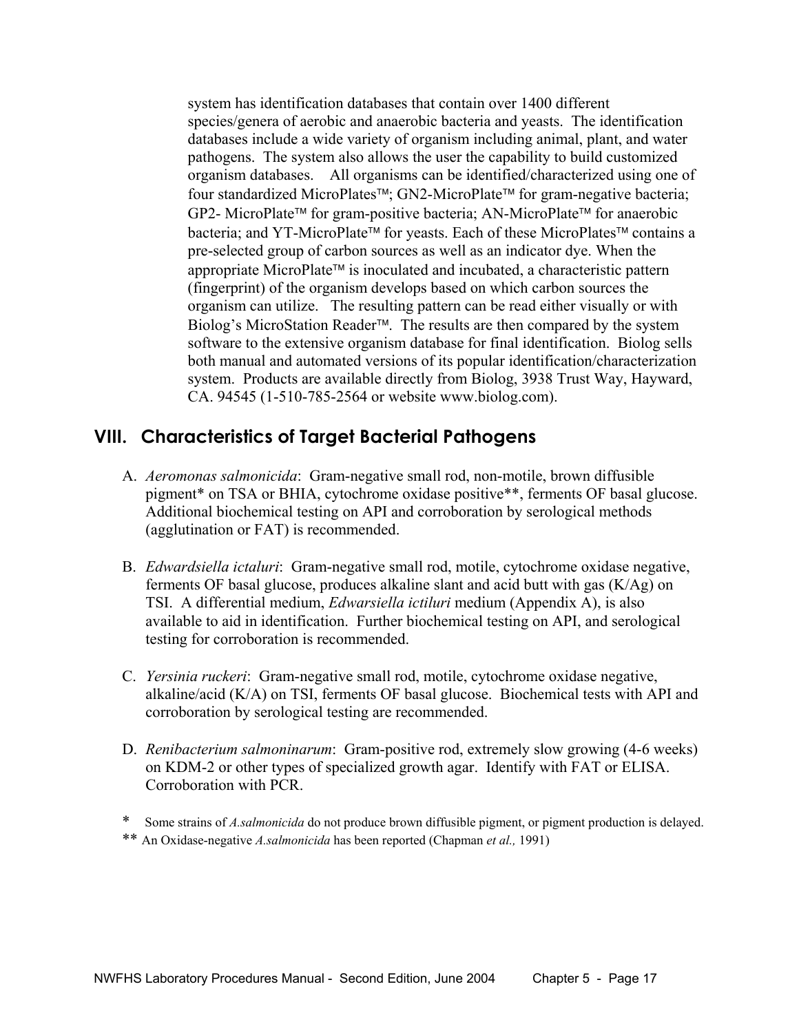system has identification databases that contain over 1400 different species/genera of aerobic and anaerobic bacteria and yeasts. The identification databases include a wide variety of organism including animal, plant, and water pathogens. The system also allows the user the capability to build customized organism databases. All organisms can be identified/characterized using one of four standardized MicroPlates™; GN2-MicroPlate™ for gram-negative bacteria; GP2- MicroPlate™ for gram-positive bacteria; AN-MicroPlate™ for anaerobic bacteria; and YT-MicroPlate™ for yeasts. Each of these MicroPlates™ contains a pre-selected group of carbon sources as well as an indicator dye. When the appropriate MicroPlate™ is inoculated and incubated, a characteristic pattern (fingerprint) of the organism develops based on which carbon sources the organism can utilize. The resulting pattern can be read either visually or with Biolog's MicroStation Reader™. The results are then compared by the system software to the extensive organism database for final identification. Biolog sells both manual and automated versions of its popular identification/characterization system. Products are available directly from Biolog, 3938 Trust Way, Hayward, CA. 94545 (1-510-785-2564 or website www.biolog.com).

## VIII. Characteristics of Target Bacterial Pathogens

A. *Aeromonas salmonicida*: Gram-negative small rod, non-motile, brown diffusible pigment* on TSA or BHIA, cytochrome oxidase positive**, ferments OF basal glucose. Additional biochemical testing on API and corroboration by serological methods (agglutination or FAT) is recommended.

B. *Edwardsiella ictaluri*: Gram-negative small rod, motile, cytochrome oxidase negative, ferments OF basal glucose, produces alkaline slant and acid butt with gas (K/Ag) on TSI. A differential medium, *Edwarsiella ictiluri* medium (Appendix A), is also available to aid in identification. Further biochemical testing on API, and serological testing for corroboration is recommended.

C. *Yersinia ruckeri*: Gram-negative small rod, motile, cytochrome oxidase negative, alkaline/acid (K/A) on TSI, ferments OF basal glucose. Biochemical tests with API and corroboration by serological testing are recommended.

D. *Renibacterium salmoninarum*: Gram-positive rod, extremely slow growing (4-6 weeks) on KDM-2 or other types of specialized growth agar. Identify with FAT or ELISA. Corroboration with PCR.

\* Some strains of *A.salmonicida* do not produce brown diffusible pigment, or pigment production is delayed.

\*\* An Oxidase-negative *A.salmonicida* has been reported (Chapman *et al.,* 1991)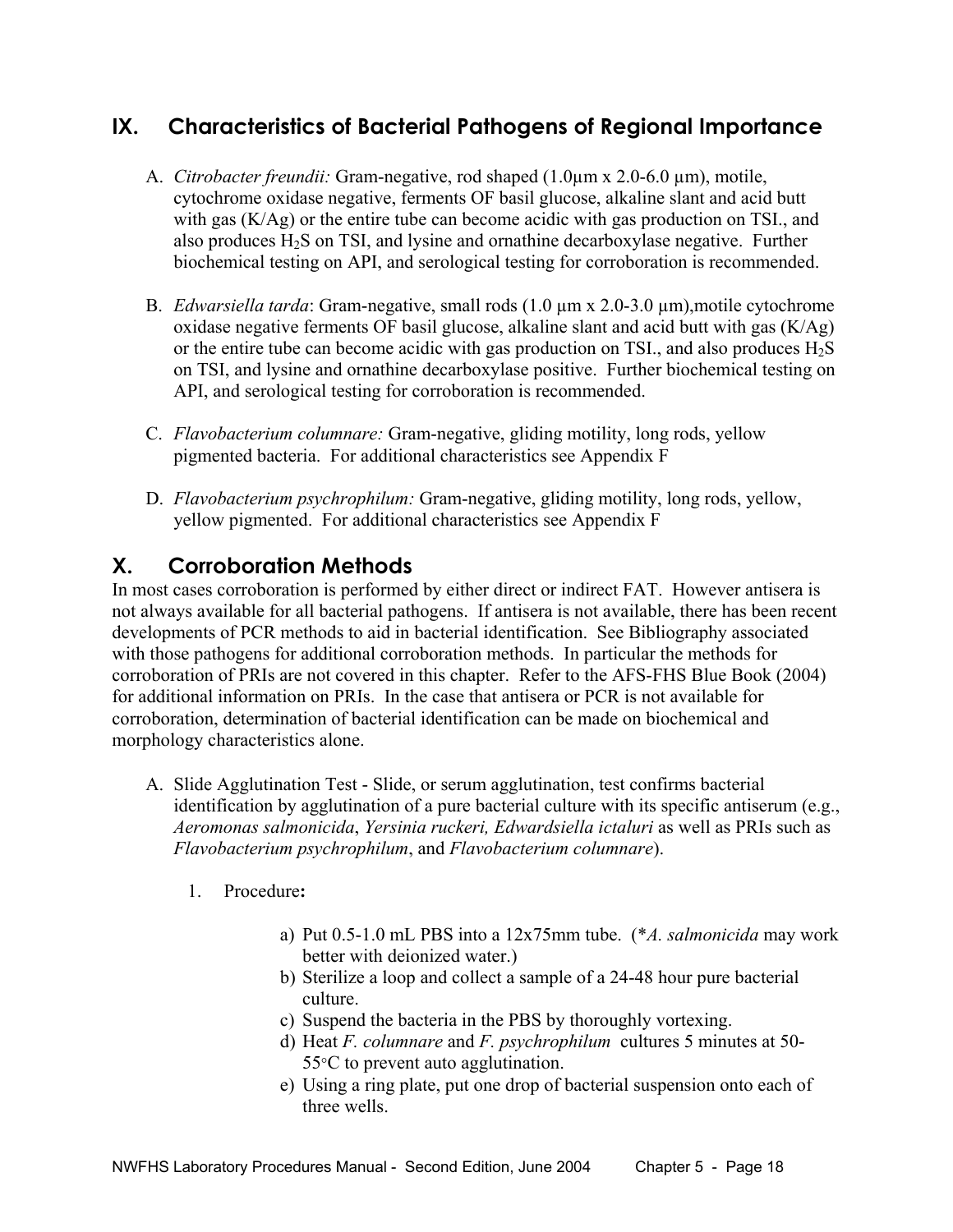## IX. Characteristics of Bacterial Pathogens of Regional Importance

A. *Citrobacter freundii:* Gram-negative, rod shaped (1.0µm x 2.0-6.0 µm), motile, cytochrome oxidase negative, ferments OF basil glucose, alkaline slant and acid butt with gas (K/Ag) or the entire tube can become acidic with gas production on TSI., and also produces $H_2S$ on TSI, and lysine and ornathine decarboxylase negative. Further biochemical testing on API, and serological testing for corroboration is recommended.

B. *Edwarsiella tarda*: Gram-negative, small rods (1.0 µm x 2.0-3.0 µm),motile cytochrome oxidase negative ferments OF basil glucose, alkaline slant and acid butt with gas (K/Ag) or the entire tube can become acidic with gas production on TSI., and also produces $H_2S$ on TSI, and lysine and ornathine decarboxylase positive. Further biochemical testing on API, and serological testing for corroboration is recommended.

C. *Flavobacterium columnare:* Gram-negative, gliding motility, long rods, yellow pigmented bacteria. For additional characteristics see Appendix F

D. *Flavobacterium psychrophilum:* Gram-negative, gliding motility, long rods, yellow, yellow pigmented. For additional characteristics see Appendix F

## X. Corroboration Methods

In most cases corroboration is performed by either direct or indirect FAT. However antisera is not always available for all bacterial pathogens. If antisera is not available, there has been recent developments of PCR methods to aid in bacterial identification. See Bibliography associated with those pathogens for additional corroboration methods. In particular the methods for corroboration of PRIs are not covered in this chapter. Refer to the AFS-FHS Blue Book (2004) for additional information on PRIs. In the case that antisera or PCR is not available for corroboration, determination of bacterial identification can be made on biochemical and morphology characteristics alone.

A. Slide Agglutination Test - Slide, or serum agglutination, test confirms bacterial identification by agglutination of a pure bacterial culture with its specific antiserum (e.g., *Aeromonas salmonicida*, *Yersinia ruckeri, Edwardsiella ictaluri* as well as PRIs such as *Flavobacterium psychrophilum*, and *Flavobacterium columnare*).

1. Procedure**:**

a) Put 0.5-1.0 mL PBS into a 12x75mm tube. (*\*A. salmonicida* may work better with deionized water.)
b) Sterilize a loop and collect a sample of a 24-48 hour pure bacterial culture.
c) Suspend the bacteria in the PBS by thoroughly vortexing.
d) Heat *F. columnare* and *F. psychrophilum* cultures 5 minutes at 50-55°C to prevent auto agglutination.
e) Using a ring plate, put one drop of bacterial suspension onto each of three wells.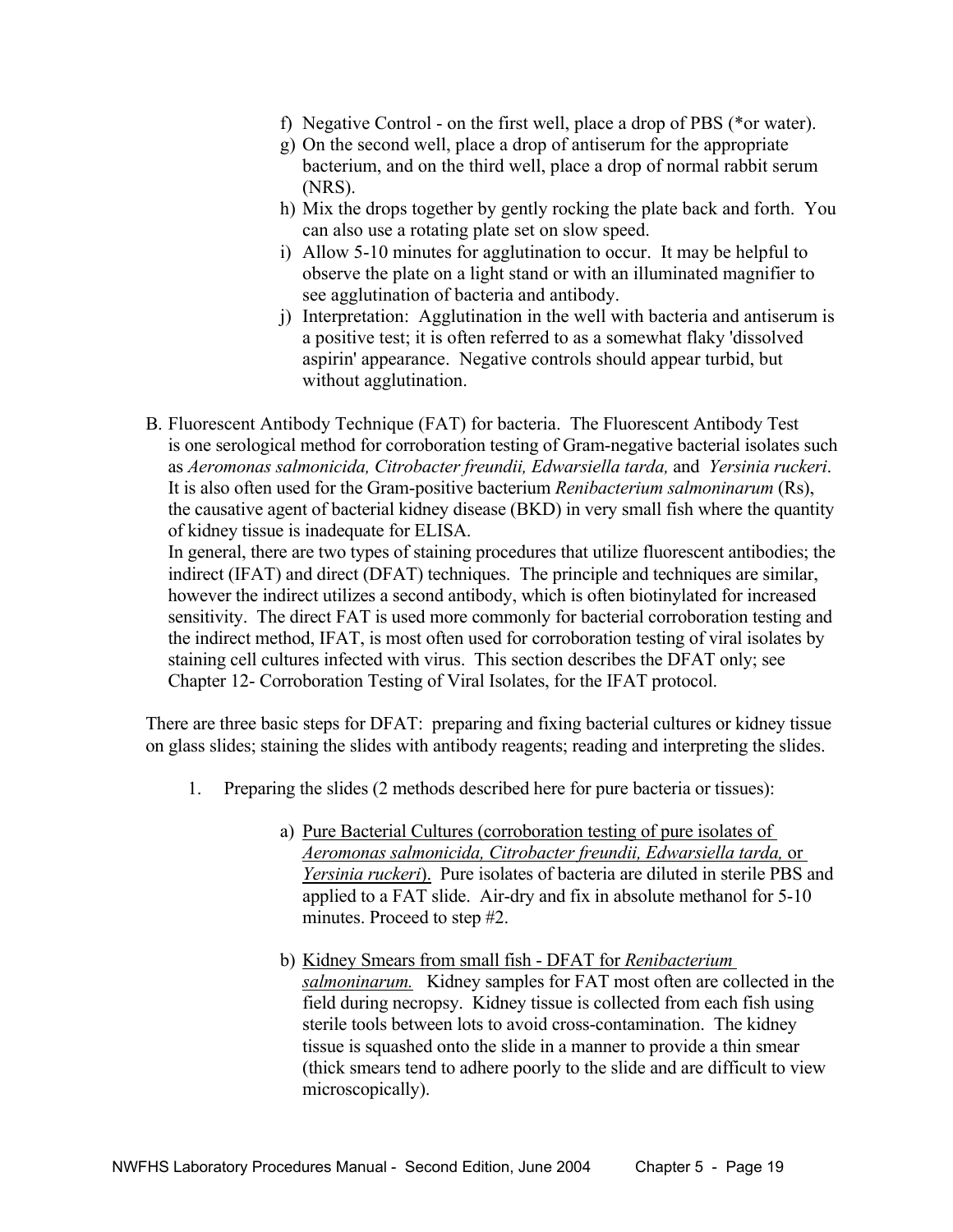f) Negative Control - on the first well, place a drop of PBS (*or water).
g) On the second well, place a drop of antiserum for the appropriate bacterium, and on the third well, place a drop of normal rabbit serum (NRS).
h) Mix the drops together by gently rocking the plate back and forth. You can also use a rotating plate set on slow speed.
i) Allow 5-10 minutes for agglutination to occur. It may be helpful to observe the plate on a light stand or with an illuminated magnifier to see agglutination of bacteria and antibody.
j) Interpretation: Agglutination in the well with bacteria and antiserum is a positive test; it is often referred to as a somewhat flaky 'dissolved aspirin' appearance. Negative controls should appear turbid, but without agglutination.

B. Fluorescent Antibody Technique (FAT) for bacteria. The Fluorescent Antibody Test is one serological method for corroboration testing of Gram-negative bacterial isolates such as *Aeromonas salmonicida, Citrobacter freundii, Edwarsiella tarda,* and *Yersinia ruckeri*. It is also often used for the Gram-positive bacterium *Renibacterium salmoninarum* (Rs), the causative agent of bacterial kidney disease (BKD) in very small fish where the quantity of kidney tissue is inadequate for ELISA.
In general, there are two types of staining procedures that utilize fluorescent antibodies; the indirect (IFAT) and direct (DFAT) techniques. The principle and techniques are similar, however the indirect utilizes a second antibody, which is often biotinylated for increased sensitivity. The direct FAT is used more commonly for bacterial corroboration testing and the indirect method, IFAT, is most often used for corroboration testing of viral isolates by staining cell cultures infected with virus. This section describes the DFAT only; see Chapter 12- Corroboration Testing of Viral Isolates, for the IFAT protocol.

There are three basic steps for DFAT: preparing and fixing bacterial cultures or kidney tissue on glass slides; staining the slides with antibody reagents; reading and interpreting the slides.

1. Preparing the slides (2 methods described here for pure bacteria or tissues):

   a) <u>Pure Bacterial Cultures (corroboration testing of pure isolates of *Aeromonas salmonicida, Citrobacter freundii, Edwarsiella tarda,* or *Yersinia ruckeri*).</u> Pure isolates of bacteria are diluted in sterile PBS and applied to a FAT slide. Air-dry and fix in absolute methanol for 5-10 minutes. Proceed to step #2.

   b) <u>Kidney Smears from small fish - DFAT for *Renibacterium salmoninarum.*</u> Kidney samples for FAT most often are collected in the field during necropsy. Kidney tissue is collected from each fish using sterile tools between lots to avoid cross-contamination. The kidney tissue is squashed onto the slide in a manner to provide a thin smear (thick smears tend to adhere poorly to the slide and are difficult to view microscopically).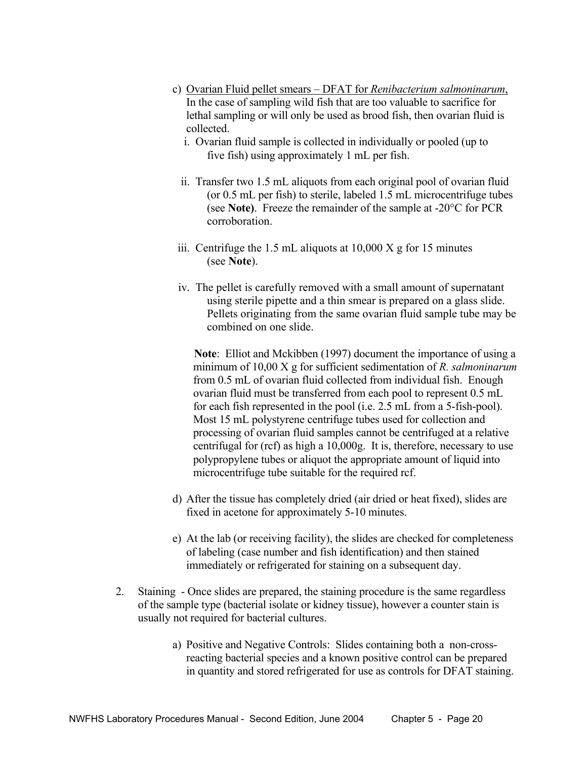c) <u>Ovarian Fluid pellet smears – DFAT for *Renibacterium salmoninarum*,</u> In the case of sampling wild fish that are too valuable to sacrifice for lethal sampling or will only be used as brood fish, then ovarian fluid is collected.

   i. Ovarian fluid sample is collected in individually or pooled (up to five fish) using approximately 1 mL per fish.

   ii. Transfer two 1.5 mL aliquots from each original pool of ovarian fluid (or 0.5 mL per fish) to sterile, labeled 1.5 mL microcentrifuge tubes (see **Note)**. Freeze the remainder of the sample at -20°C for PCR corroboration.

   iii. Centrifuge the 1.5 mL aliquots at 10,000 X g for 15 minutes (see **Note**).

   iv. The pellet is carefully removed with a small amount of supernatant using sterile pipette and a thin smear is prepared on a glass slide. Pellets originating from the same ovarian fluid sample tube may be combined on one slide.

   **Note**: Elliot and Mckibben (1997) document the importance of using a minimum of 10,00 X g for sufficient sedimentation of *R. salmoninarum* from 0.5 mL of ovarian fluid collected from individual fish. Enough ovarian fluid must be transferred from each pool to represent 0.5 mL for each fish represented in the pool (i.e. 2.5 mL from a 5-fish-pool). Most 15 mL polystyrene centrifuge tubes used for collection and processing of ovarian fluid samples cannot be centrifuged at a relative centrifugal for (rcf) as high a 10,000g. It is, therefore, necessary to use polypropylene tubes or aliquot the appropriate amount of liquid into microcentrifuge tube suitable for the required rcf.

d) After the tissue has completely dried (air dried or heat fixed), slides are fixed in acetone for approximately 5-10 minutes.

e) At the lab (or receiving facility), the slides are checked for completeness of labeling (case number and fish identification) and then stained immediately or refrigerated for staining on a subsequent day.

2. Staining - Once slides are prepared, the staining procedure is the same regardless of the sample type (bacterial isolate or kidney tissue), however a counter stain is usually not required for bacterial cultures.

   a) Positive and Negative Controls: Slides containing both a non-cross-reacting bacterial species and a known positive control can be prepared in quantity and stored refrigerated for use as controls for DFAT staining.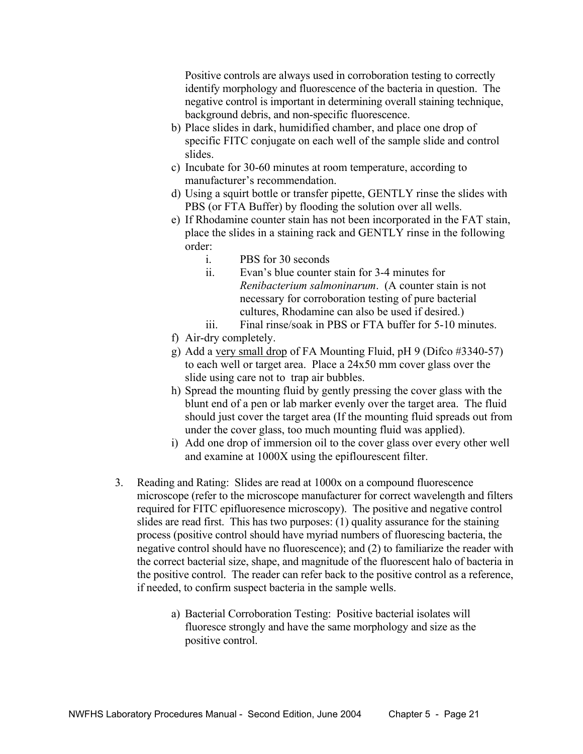Positive controls are always used in corroboration testing to correctly identify morphology and fluorescence of the bacteria in question. The negative control is important in determining overall staining technique, background debris, and non-specific fluorescence.

b) Place slides in dark, humidified chamber, and place one drop of specific FITC conjugate on each well of the sample slide and control slides.
c) Incubate for 30-60 minutes at room temperature, according to manufacturer's recommendation.
d) Using a squirt bottle or transfer pipette, GENTLY rinse the slides with PBS (or FTA Buffer) by flooding the solution over all wells.
e) If Rhodamine counter stain has not been incorporated in the FAT stain, place the slides in a staining rack and GENTLY rinse in the following order:
   i. PBS for 30 seconds
   ii. Evan's blue counter stain for 3-4 minutes for *Renibacterium salmoninarum*. (A counter stain is not necessary for corroboration testing of pure bacterial cultures, Rhodamine can also be used if desired.)
   iii. Final rinse/soak in PBS or FTA buffer for 5-10 minutes.
f) Air-dry completely.
g) Add a <u>very small drop</u> of FA Mounting Fluid, pH 9 (Difco #3340-57) to each well or target area. Place a 24x50 mm cover glass over the slide using care not to trap air bubbles.
h) Spread the mounting fluid by gently pressing the cover glass with the blunt end of a pen or lab marker evenly over the target area. The fluid should just cover the target area (If the mounting fluid spreads out from under the cover glass, too much mounting fluid was applied).
i) Add one drop of immersion oil to the cover glass over every other well and examine at 1000X using the epiflourescent filter.

3. Reading and Rating: Slides are read at 1000x on a compound fluorescence microscope (refer to the microscope manufacturer for correct wavelength and filters required for FITC epifluoresence microscopy). The positive and negative control slides are read first. This has two purposes: (1) quality assurance for the staining process (positive control should have myriad numbers of fluorescing bacteria, the negative control should have no fluorescence); and (2) to familiarize the reader with the correct bacterial size, shape, and magnitude of the fluorescent halo of bacteria in the positive control. The reader can refer back to the positive control as a reference, if needed, to confirm suspect bacteria in the sample wells.

   a) Bacterial Corroboration Testing: Positive bacterial isolates will fluoresce strongly and have the same morphology and size as the positive control.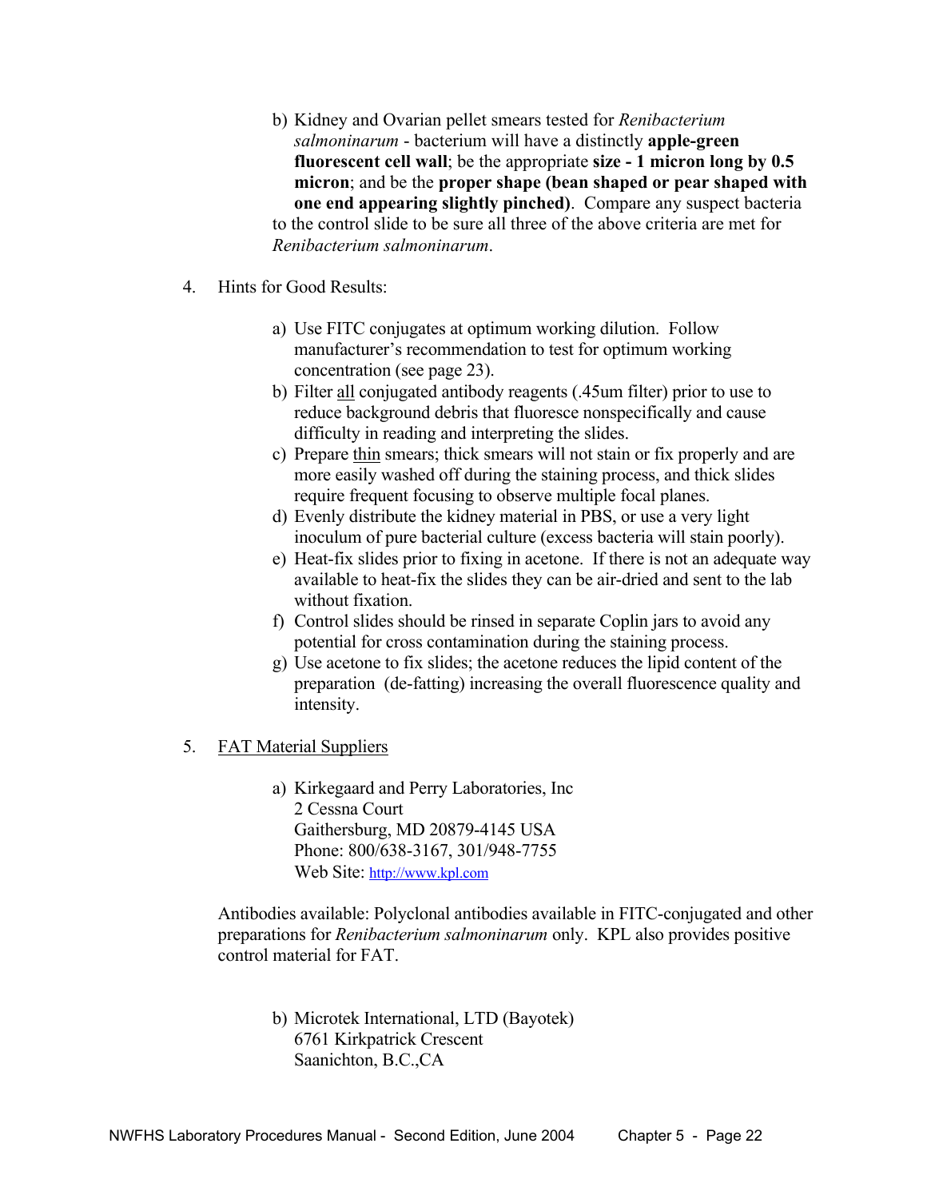b) Kidney and Ovarian pellet smears tested for *Renibacterium salmoninarum* - bacterium will have a distinctly **apple-green fluorescent cell wall**; be the appropriate **size - 1 micron long by 0.5 micron**; and be the **proper shape (bean shaped or pear shaped with one end appearing slightly pinched)**. Compare any suspect bacteria to the control slide to be sure all three of the above criteria are met for *Renibacterium salmoninarum*.

4. Hints for Good Results:

   a) Use FITC conjugates at optimum working dilution. Follow manufacturer's recommendation to test for optimum working concentration (see page 23).
   b) Filter <u>all</u> conjugated antibody reagents (.45um filter) prior to use to reduce background debris that fluoresce nonspecifically and cause difficulty in reading and interpreting the slides.
   c) Prepare <u>thin</u> smears; thick smears will not stain or fix properly and are more easily washed off during the staining process, and thick slides require frequent focusing to observe multiple focal planes.
   d) Evenly distribute the kidney material in PBS, or use a very light inoculum of pure bacterial culture (excess bacteria will stain poorly).
   e) Heat-fix slides prior to fixing in acetone. If there is not an adequate way available to heat-fix the slides they can be air-dried and sent to the lab without fixation.
   f) Control slides should be rinsed in separate Coplin jars to avoid any potential for cross contamination during the staining process.
   g) Use acetone to fix slides; the acetone reduces the lipid content of the preparation (de-fatting) increasing the overall fluorescence quality and intensity.

5. <u>FAT Material Suppliers</u>

   a) Kirkegaard and Perry Laboratories, Inc
      2 Cessna Court
      Gaithersburg, MD 20879-4145 USA
      Phone: 800/638-3167, 301/948-7755
      Web Site: http://www.kpl.com

   Antibodies available: Polyclonal antibodies available in FITC-conjugated and other preparations for *Renibacterium salmoninarum* only. KPL also provides positive control material for FAT.

   b) Microtek International, LTD (Bayotek)
      6761 Kirkpatrick Crescent
      Saanichton, B.C.,CA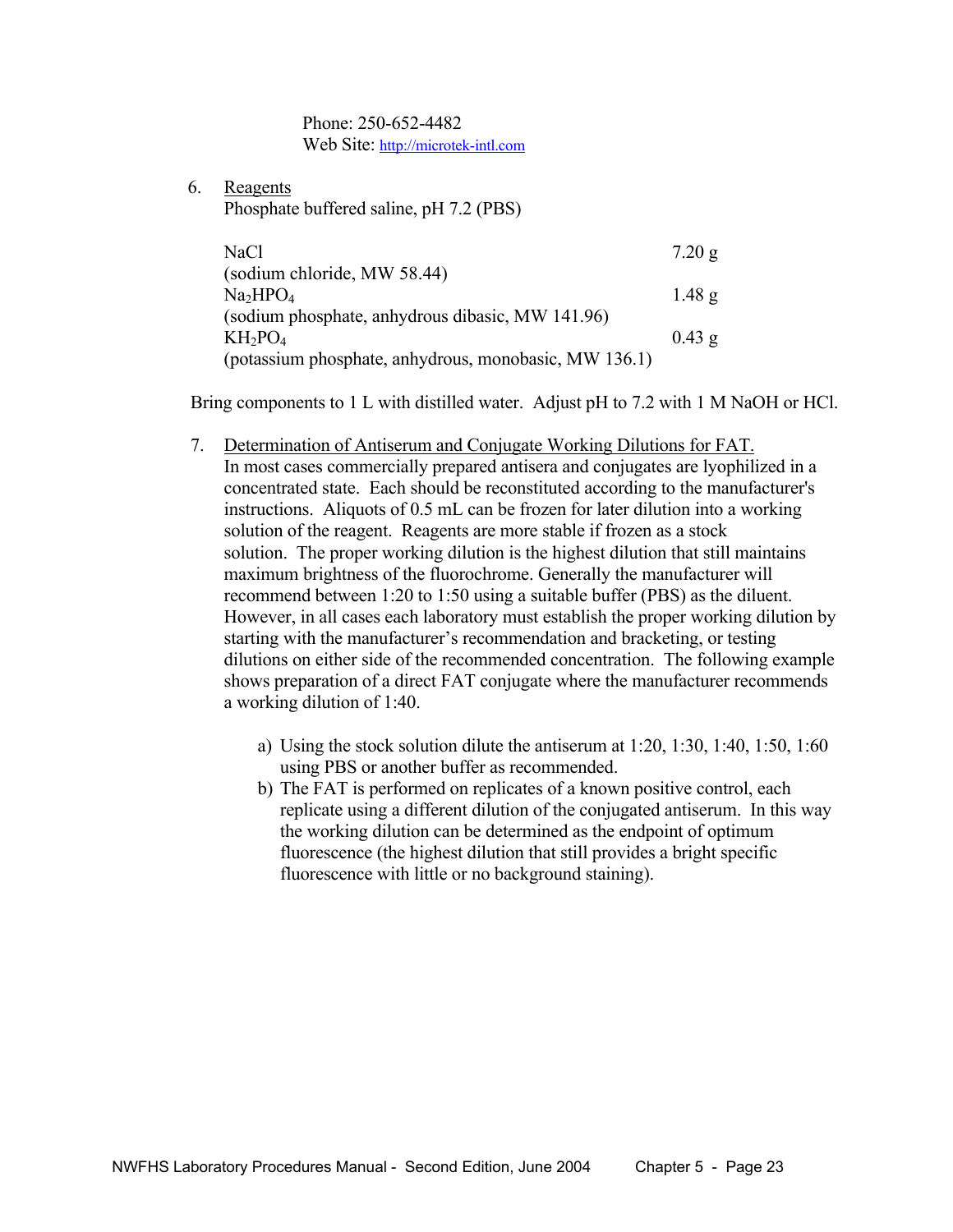Phone: 250-652-4482
Web Site: http://microtek-intl.com

6. Reagents

   Phosphate buffered saline, pH 7.2 (PBS)

| | |
|---|---|
| NaCl (sodium chloride, MW 58.44) | 7.20 g |
| $Na_2HPO_4$ (sodium phosphate, anhydrous dibasic, MW 141.96) | 1.48 g |
| $KH_2PO_4$ (potassium phosphate, anhydrous, monobasic, MW 136.1) | 0.43 g |

Bring components to 1 L with distilled water. Adjust pH to 7.2 with 1 M NaOH or HCl.

7. Determination of Antiserum and Conjugate Working Dilutions for FAT.

   In most cases commercially prepared antisera and conjugates are lyophilized in a concentrated state. Each should be reconstituted according to the manufacturer's instructions. Aliquots of 0.5 mL can be frozen for later dilution into a working solution of the reagent. Reagents are more stable if frozen as a stock solution. The proper working dilution is the highest dilution that still maintains maximum brightness of the fluorochrome. Generally the manufacturer will recommend between 1:20 to 1:50 using a suitable buffer (PBS) as the diluent. However, in all cases each laboratory must establish the proper working dilution by starting with the manufacturer's recommendation and bracketing, or testing dilutions on either side of the recommended concentration. The following example shows preparation of a direct FAT conjugate where the manufacturer recommends a working dilution of 1:40.

   a) Using the stock solution dilute the antiserum at 1:20, 1:30, 1:40, 1:50, 1:60 using PBS or another buffer as recommended.
   b) The FAT is performed on replicates of a known positive control, each replicate using a different dilution of the conjugated antiserum. In this way the working dilution can be determined as the endpoint of optimum fluorescence (the highest dilution that still provides a bright specific fluorescence with little or no background staining).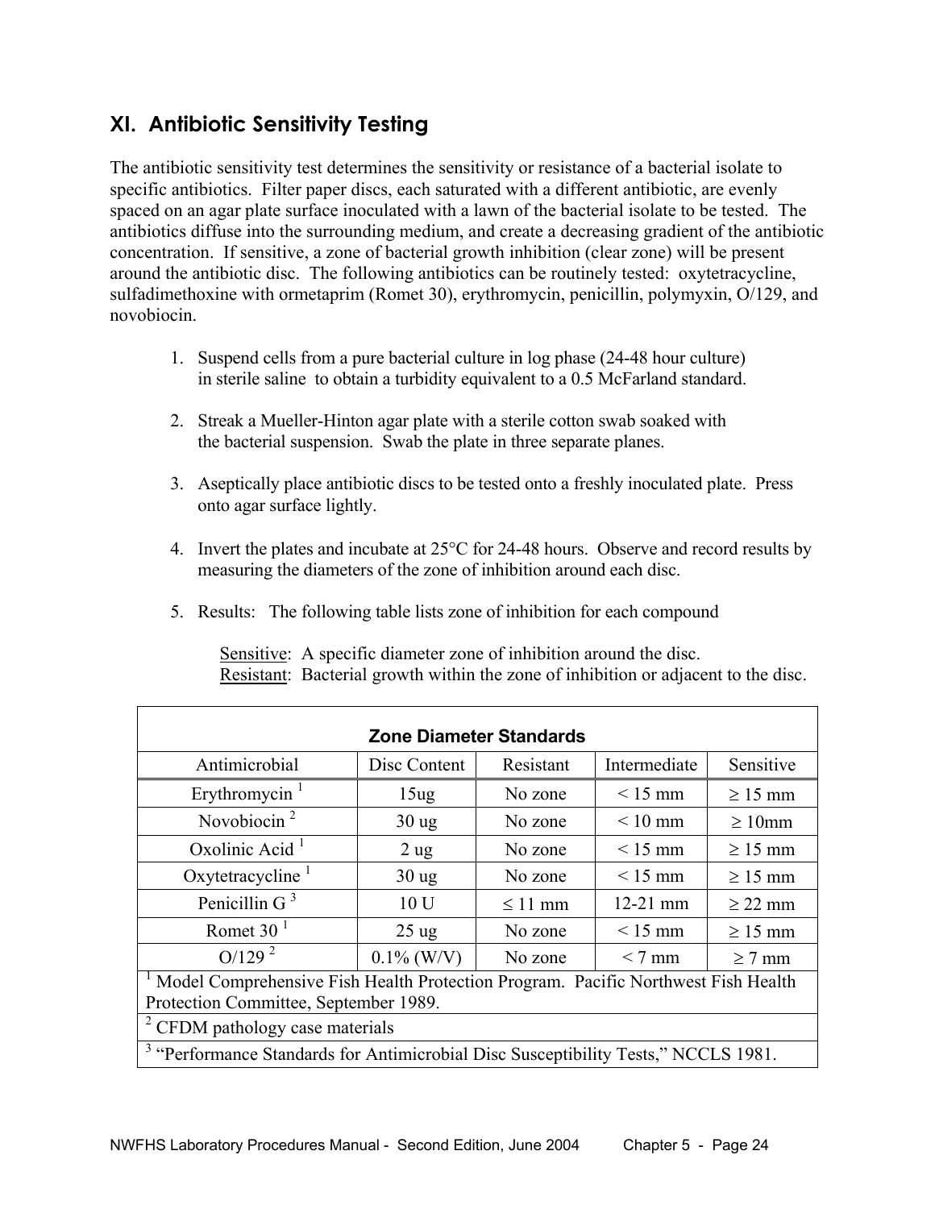## XI. Antibiotic Sensitivity Testing

The antibiotic sensitivity test determines the sensitivity or resistance of a bacterial isolate to specific antibiotics. Filter paper discs, each saturated with a different antibiotic, are evenly spaced on an agar plate surface inoculated with a lawn of the bacterial isolate to be tested. The antibiotics diffuse into the surrounding medium, and create a decreasing gradient of the antibiotic concentration. If sensitive, a zone of bacterial growth inhibition (clear zone) will be present around the antibiotic disc. The following antibiotics can be routinely tested: oxytetracycline, sulfadimethoxine with ormetaprim (Romet 30), erythromycin, penicillin, polymyxin, O/129, and novobiocin.

1. Suspend cells from a pure bacterial culture in log phase (24-48 hour culture) in sterile saline to obtain a turbidity equivalent to a 0.5 McFarland standard.

2. Streak a Mueller-Hinton agar plate with a sterile cotton swab soaked with the bacterial suspension. Swab the plate in three separate planes.

3. Aseptically place antibiotic discs to be tested onto a freshly inoculated plate. Press onto agar surface lightly.

4. Invert the plates and incubate at 25°C for 24-48 hours. Observe and record results by measuring the diameters of the zone of inhibition around each disc.

5. Results: The following table lists zone of inhibition for each compound

   Sensitive: A specific diameter zone of inhibition around the disc.
   Resistant: Bacterial growth within the zone of inhibition or adjacent to the disc.

**Zone Diameter Standards**

| Antimicrobial | Disc Content | Resistant | Intermediate | Sensitive |
|---|---|---|---|---|
| Erythromycin [1] | 15ug | No zone | < 15 mm | ≥ 15 mm |
| Novobiocin [2] | 30 ug | No zone | < 10 mm | ≥ 10mm |
| Oxolinic Acid [1] | 2 ug | No zone | < 15 mm | ≥ 15 mm |
| Oxytetracycline [1] | 30 ug | No zone | < 15 mm | ≥ 15 mm |
| Penicillin G [3] | 10 U | ≤ 11 mm | 12-21 mm | ≥ 22 mm |
| Romet 30 [1] | 25 ug | No zone | < 15 mm | ≥ 15 mm |
| O/129 [2] | 0.1% (W/V) | No zone | < 7 mm | ≥ 7 mm |

[1] Model Comprehensive Fish Health Protection Program. Pacific Northwest Fish Health Protection Committee, September 1989.

[2] CFDM pathology case materials

[3] "Performance Standards for Antimicrobial Disc Susceptibility Tests," NCCLS 1981.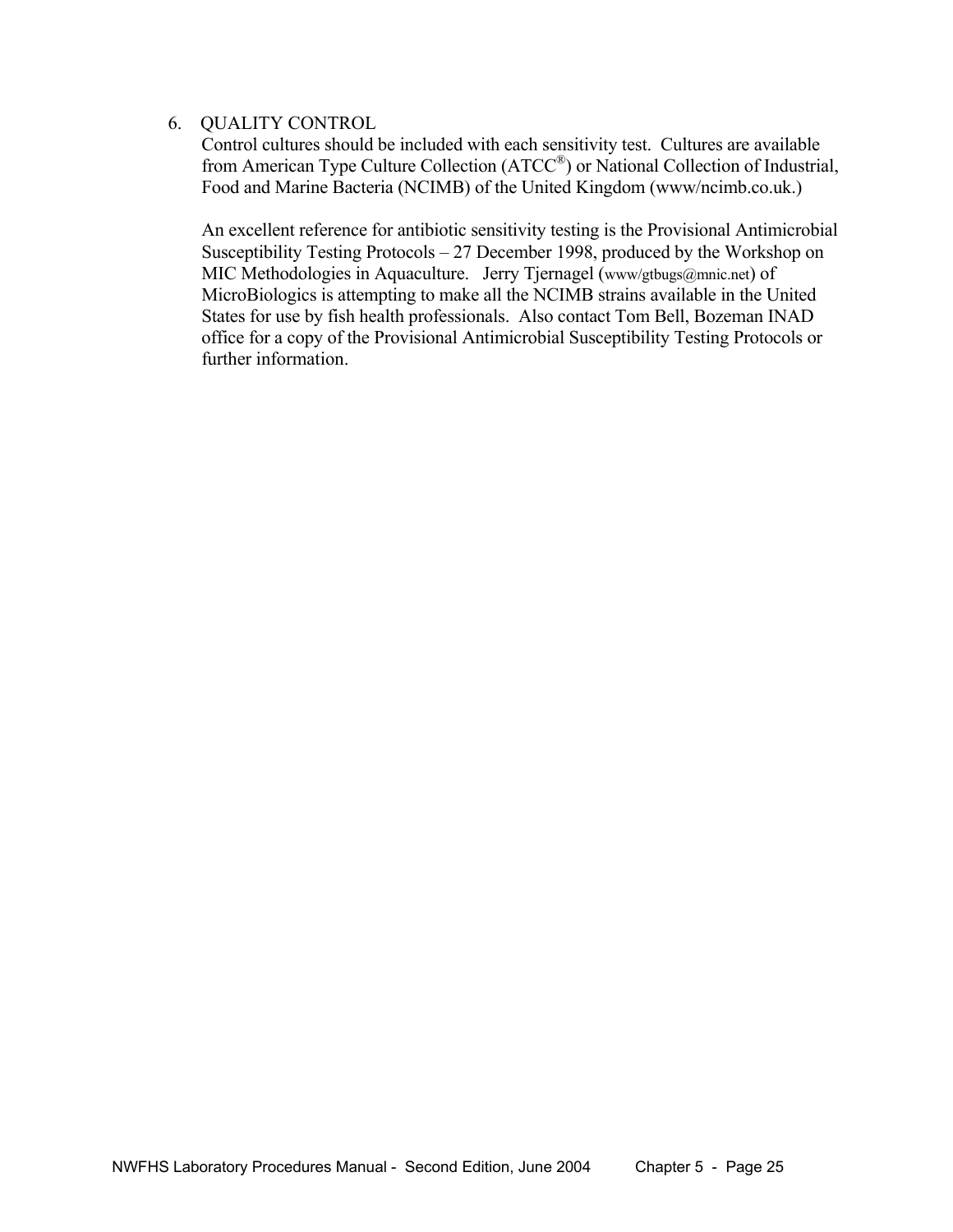6. QUALITY CONTROL

   Control cultures should be included with each sensitivity test. Cultures are available from American Type Culture Collection (ATCC®) or National Collection of Industrial, Food and Marine Bacteria (NCIMB) of the United Kingdom (www/ncimb.co.uk.)

   An excellent reference for antibiotic sensitivity testing is the Provisional Antimicrobial Susceptibility Testing Protocols – 27 December 1998, produced by the Workshop on MIC Methodologies in Aquaculture. Jerry Tjernagel (www/gtbugs@mnic.net) of MicroBiologics is attempting to make all the NCIMB strains available in the United States for use by fish health professionals. Also contact Tom Bell, Bozeman INAD office for a copy of the Provisional Antimicrobial Susceptibility Testing Protocols or further information.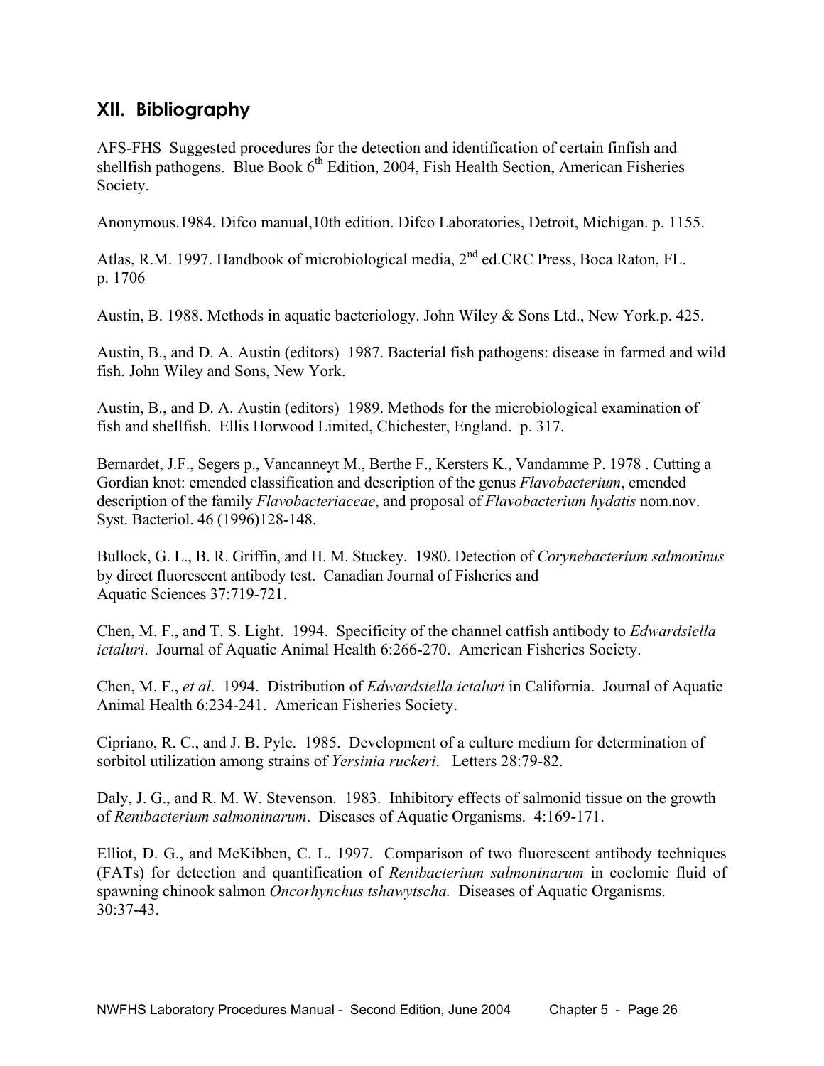## XII. Bibliography

AFS-FHS Suggested procedures for the detection and identification of certain finfish and shellfish pathogens. Blue Book 6th Edition, 2004, Fish Health Section, American Fisheries Society.

Anonymous.1984. Difco manual,10th edition. Difco Laboratories, Detroit, Michigan. p. 1155.

Atlas, R.M. 1997. Handbook of microbiological media, 2nd ed.CRC Press, Boca Raton, FL. p. 1706

Austin, B. 1988. Methods in aquatic bacteriology. John Wiley & Sons Ltd., New York.p. 425.

Austin, B., and D. A. Austin (editors) 1987. Bacterial fish pathogens: disease in farmed and wild fish. John Wiley and Sons, New York.

Austin, B., and D. A. Austin (editors) 1989. Methods for the microbiological examination of fish and shellfish. Ellis Horwood Limited, Chichester, England. p. 317.

Bernardet, J.F., Segers p., Vancanneyt M., Berthe F., Kersters K., Vandamme P. 1978 . Cutting a Gordian knot: emended classification and description of the genus *Flavobacterium*, emended description of the family *Flavobacteriaceae*, and proposal of *Flavobacterium hydatis* nom.nov. Syst. Bacteriol. 46 (1996)128-148.

Bullock, G. L., B. R. Griffin, and H. M. Stuckey. 1980. Detection of *Corynebacterium salmoninus* by direct fluorescent antibody test. Canadian Journal of Fisheries and Aquatic Sciences 37:719-721.

Chen, M. F., and T. S. Light. 1994. Specificity of the channel catfish antibody to *Edwardsiella ictaluri*. Journal of Aquatic Animal Health 6:266-270. American Fisheries Society.

Chen, M. F., *et al*. 1994. Distribution of *Edwardsiella ictaluri* in California. Journal of Aquatic Animal Health 6:234-241. American Fisheries Society.

Cipriano, R. C., and J. B. Pyle. 1985. Development of a culture medium for determination of sorbitol utilization among strains of *Yersinia ruckeri*. Letters 28:79-82.

Daly, J. G., and R. M. W. Stevenson. 1983. Inhibitory effects of salmonid tissue on the growth of *Renibacterium salmoninarum*. Diseases of Aquatic Organisms. 4:169-171.

Elliot, D. G., and McKibben, C. L. 1997. Comparison of two fluorescent antibody techniques (FATs) for detection and quantification of *Renibacterium salmoninarum* in coelomic fluid of spawning chinook salmon *Oncorhynchus tshawytscha.* Diseases of Aquatic Organisms. 30:37-43.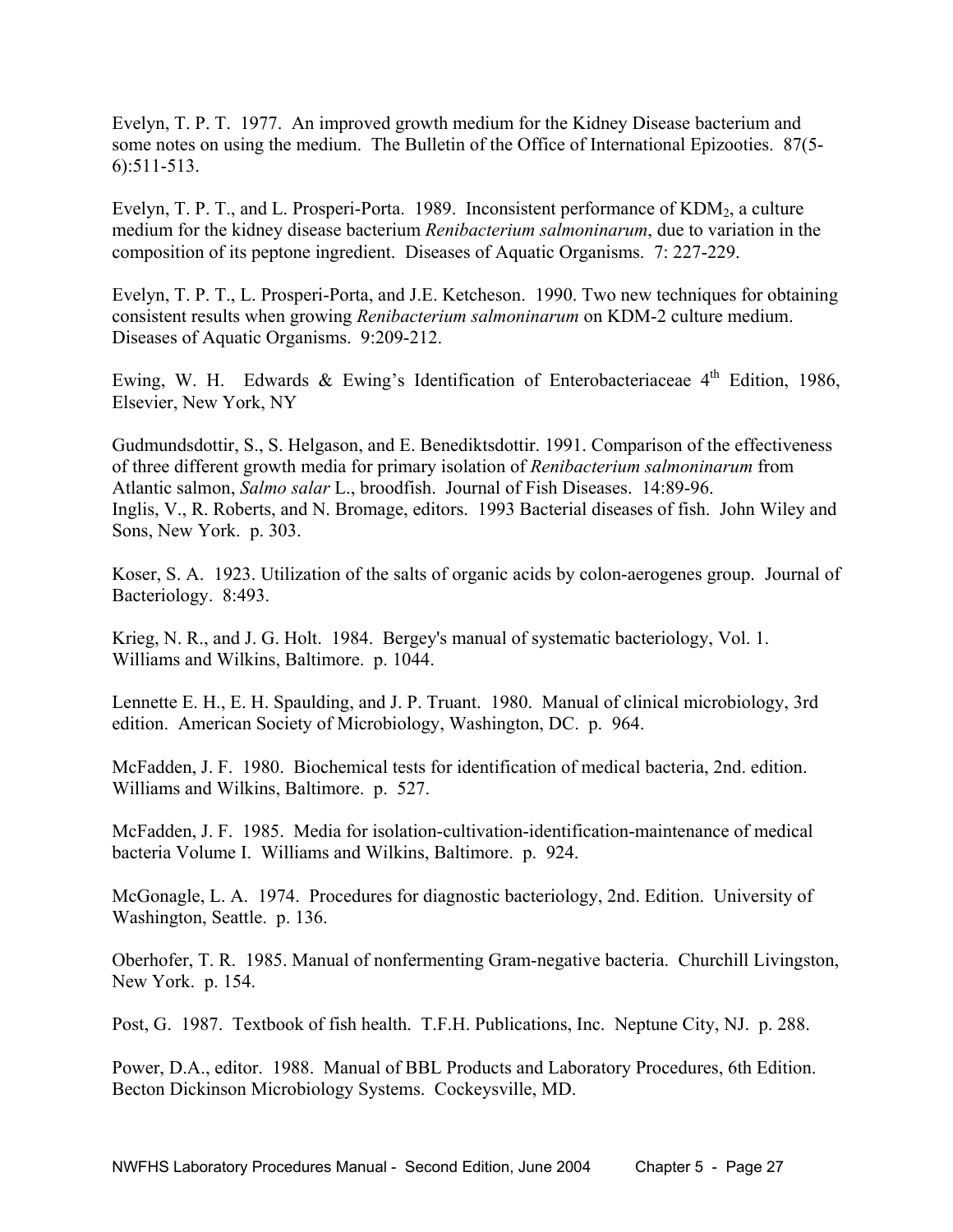Evelyn, T. P. T. 1977. An improved growth medium for the Kidney Disease bacterium and some notes on using the medium. The Bulletin of the Office of International Epizooties. 87(5-6):511-513.

Evelyn, T. P. T., and L. Prosperi-Porta. 1989. Inconsistent performance of $KDM_2$, a culture medium for the kidney disease bacterium *Renibacterium salmoninarum*, due to variation in the composition of its peptone ingredient. Diseases of Aquatic Organisms. 7: 227-229.

Evelyn, T. P. T., L. Prosperi-Porta, and J.E. Ketcheson. 1990. Two new techniques for obtaining consistent results when growing *Renibacterium salmoninarum* on KDM-2 culture medium. Diseases of Aquatic Organisms. 9:209-212.

Ewing, W. H. Edwards & Ewing's Identification of Enterobacteriaceae 4th Edition, 1986, Elsevier, New York, NY

Gudmundsdottir, S., S. Helgason, and E. Benediktsdottir. 1991. Comparison of the effectiveness of three different growth media for primary isolation of *Renibacterium salmoninarum* from Atlantic salmon, *Salmo salar* L., broodfish. Journal of Fish Diseases. 14:89-96.
Inglis, V., R. Roberts, and N. Bromage, editors. 1993 Bacterial diseases of fish. John Wiley and Sons, New York. p. 303.

Koser, S. A. 1923. Utilization of the salts of organic acids by colon-aerogenes group. Journal of Bacteriology. 8:493.

Krieg, N. R., and J. G. Holt. 1984. Bergey's manual of systematic bacteriology, Vol. 1. Williams and Wilkins, Baltimore. p. 1044.

Lennette E. H., E. H. Spaulding, and J. P. Truant. 1980. Manual of clinical microbiology, 3rd edition. American Society of Microbiology, Washington, DC. p. 964.

McFadden, J. F. 1980. Biochemical tests for identification of medical bacteria, 2nd. edition. Williams and Wilkins, Baltimore. p. 527.

McFadden, J. F. 1985. Media for isolation-cultivation-identification-maintenance of medical bacteria Volume I. Williams and Wilkins, Baltimore. p. 924.

McGonagle, L. A. 1974. Procedures for diagnostic bacteriology, 2nd. Edition. University of Washington, Seattle. p. 136.

Oberhofer, T. R. 1985. Manual of nonfermenting Gram-negative bacteria. Churchill Livingston, New York. p. 154.

Post, G. 1987. Textbook of fish health. T.F.H. Publications, Inc. Neptune City, NJ. p. 288.

Power, D.A., editor. 1988. Manual of BBL Products and Laboratory Procedures, 6th Edition. Becton Dickinson Microbiology Systems. Cockeysville, MD.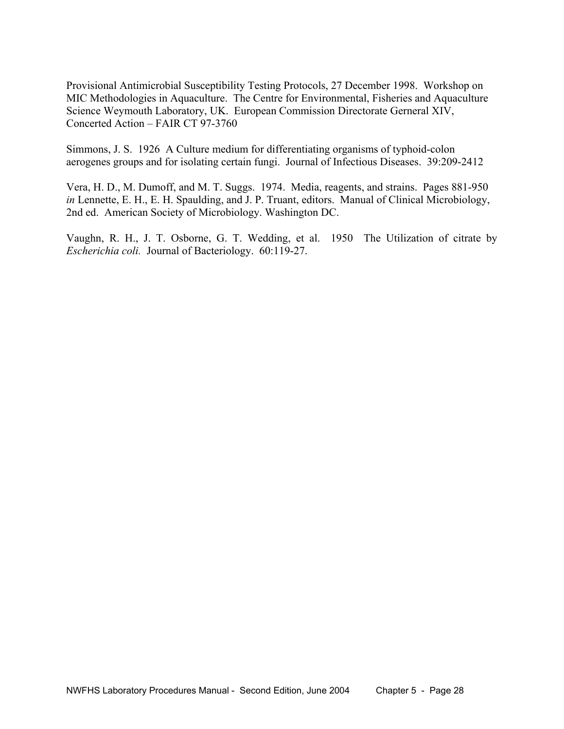Provisional Antimicrobial Susceptibility Testing Protocols, 27 December 1998. Workshop on MIC Methodologies in Aquaculture. The Centre for Environmental, Fisheries and Aquaculture Science Weymouth Laboratory, UK. European Commission Directorate Gerneral XIV, Concerted Action – FAIR CT 97-3760

Simmons, J. S. 1926 A Culture medium for differentiating organisms of typhoid-colon aerogenes groups and for isolating certain fungi. Journal of Infectious Diseases. 39:209-2412

Vera, H. D., M. Dumoff, and M. T. Suggs. 1974. Media, reagents, and strains. Pages 881-950 *in* Lennette, E. H., E. H. Spaulding, and J. P. Truant, editors. Manual of Clinical Microbiology, 2nd ed. American Society of Microbiology. Washington DC.

Vaughn, R. H., J. T. Osborne, G. T. Wedding, et al. 1950 The Utilization of citrate by *Escherichia coli.* Journal of Bacteriology. 60:119-27.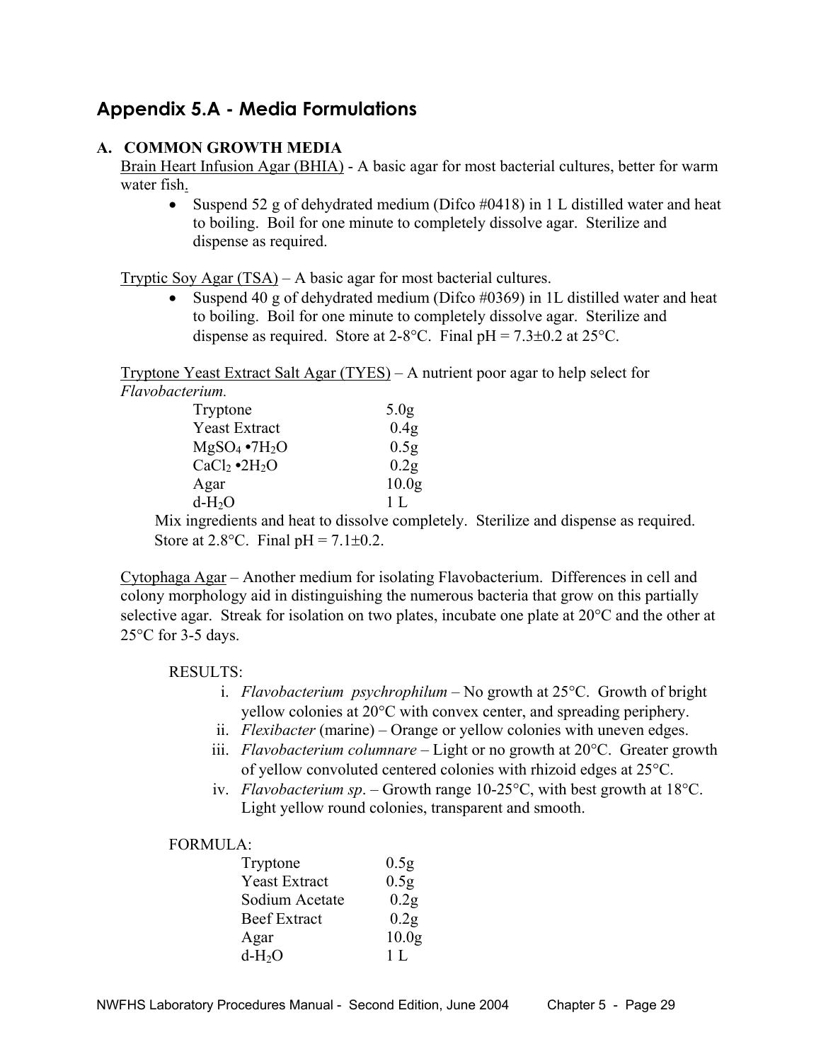## Appendix 5.A - Media Formulations

### A. COMMON GROWTH MEDIA

Brain Heart Infusion Agar (BHIA) - A basic agar for most bacterial cultures, better for warm water fish.

- Suspend 52 g of dehydrated medium (Difco #0418) in 1 L distilled water and heat to boiling. Boil for one minute to completely dissolve agar. Sterilize and dispense as required.

Tryptic Soy Agar (TSA) – A basic agar for most bacterial cultures.

- Suspend 40 g of dehydrated medium (Difco #0369) in 1L distilled water and heat to boiling. Boil for one minute to completely dissolve agar. Sterilize and dispense as required. Store at 2-8°C. Final pH = 7.3±0.2 at 25°C.

Tryptone Yeast Extract Salt Agar (TYES) – A nutrient poor agar to help select for *Flavobacterium.*

| | |
|---|---|
| Tryptone | 5.0g |
| Yeast Extract | 0.4g |
| $MgSO_4 \cdot 7H_2O$ | 0.5g |
| $CaCl_2 \cdot 2H_2O$ | 0.2g |
| Agar | 10.0g |
| d-$H_2O$ | 1 L |

Mix ingredients and heat to dissolve completely. Sterilize and dispense as required. Store at 2.8°C. Final pH = 7.1±0.2.

Cytophaga Agar – Another medium for isolating Flavobacterium. Differences in cell and colony morphology aid in distinguishing the numerous bacteria that grow on this partially selective agar. Streak for isolation on two plates, incubate one plate at 20°C and the other at 25°C for 3-5 days.

RESULTS:

i. *Flavobacterium psychrophilum* – No growth at 25°C. Growth of bright yellow colonies at 20°C with convex center, and spreading periphery.
ii. *Flexibacter* (marine) – Orange or yellow colonies with uneven edges.
iii. *Flavobacterium columnare* – Light or no growth at 20°C. Greater growth of yellow convoluted centered colonies with rhizoid edges at 25°C.
iv. *Flavobacterium sp*. – Growth range 10-25°C, with best growth at 18°C. Light yellow round colonies, transparent and smooth.

FORMULA:

| | |
|---|---|
| Tryptone | 0.5g |
| Yeast Extract | 0.5g |
| Sodium Acetate | 0.2g |
| Beef Extract | 0.2g |
| Agar | 10.0g |
| d-$H_2O$ | 1 L |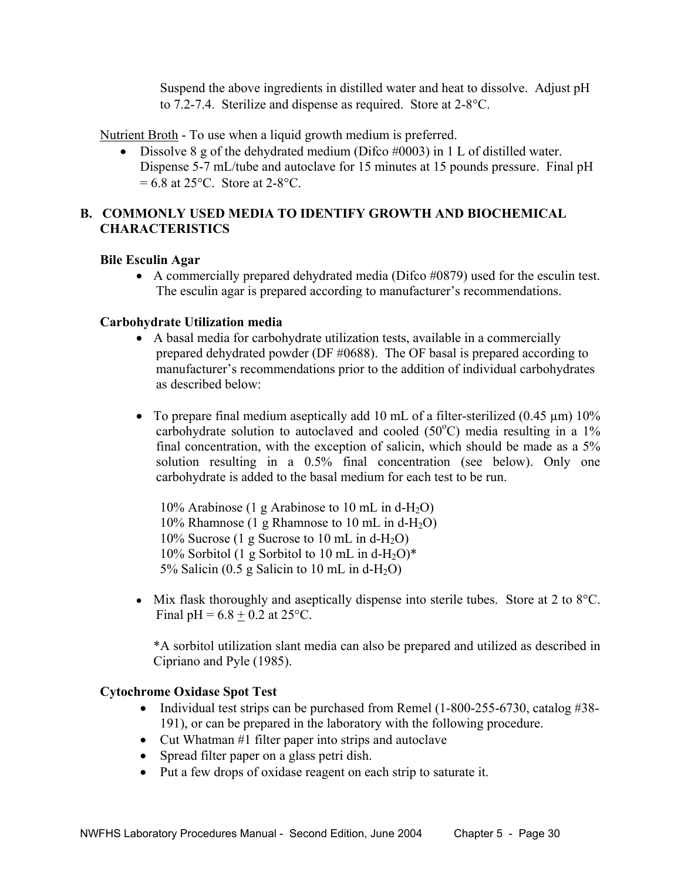Suspend the above ingredients in distilled water and heat to dissolve. Adjust pH to 7.2-7.4. Sterilize and dispense as required. Store at 2-8°C.

Nutrient Broth - To use when a liquid growth medium is preferred.

- Dissolve 8 g of the dehydrated medium (Difco #0003) in 1 L of distilled water. Dispense 5-7 mL/tube and autoclave for 15 minutes at 15 pounds pressure. Final pH = 6.8 at 25°C. Store at 2-8°C.

## B. COMMONLY USED MEDIA TO IDENTIFY GROWTH AND BIOCHEMICAL CHARACTERISTICS

### Bile Esculin Agar

- A commercially prepared dehydrated media (Difco #0879) used for the esculin test. The esculin agar is prepared according to manufacturer's recommendations.

### Carbohydrate Utilization media

- A basal media for carbohydrate utilization tests, available in a commercially prepared dehydrated powder (DF #0688). The OF basal is prepared according to manufacturer's recommendations prior to the addition of individual carbohydrates as described below:

- To prepare final medium aseptically add 10 mL of a filter-sterilized (0.45 µm) 10% carbohydrate solution to autoclaved and cooled (50°C) media resulting in a 1% final concentration, with the exception of salicin, which should be made as a 5% solution resulting in a 0.5% final concentration (see below). Only one carbohydrate is added to the basal medium for each test to be run.

  10% Arabinose (1 g Arabinose to 10 mL in d-$H_2O$)
  10% Rhamnose (1 g Rhamnose to 10 mL in d-$H_2O$)
  10% Sucrose (1 g Sucrose to 10 mL in d-$H_2O$)
  10% Sorbitol (1 g Sorbitol to 10 mL in d-$H_2O$)*
  5% Salicin (0.5 g Salicin to 10 mL in d-$H_2O$)

- Mix flask thoroughly and aseptically dispense into sterile tubes. Store at 2 to 8°C. Final pH = 6.8 ± 0.2 at 25°C.

  *A sorbitol utilization slant media can also be prepared and utilized as described in Cipriano and Pyle (1985).

### Cytochrome Oxidase Spot Test

- Individual test strips can be purchased from Remel (1-800-255-6730, catalog #38-191), or can be prepared in the laboratory with the following procedure.
- Cut Whatman #1 filter paper into strips and autoclave
- Spread filter paper on a glass petri dish.
- Put a few drops of oxidase reagent on each strip to saturate it.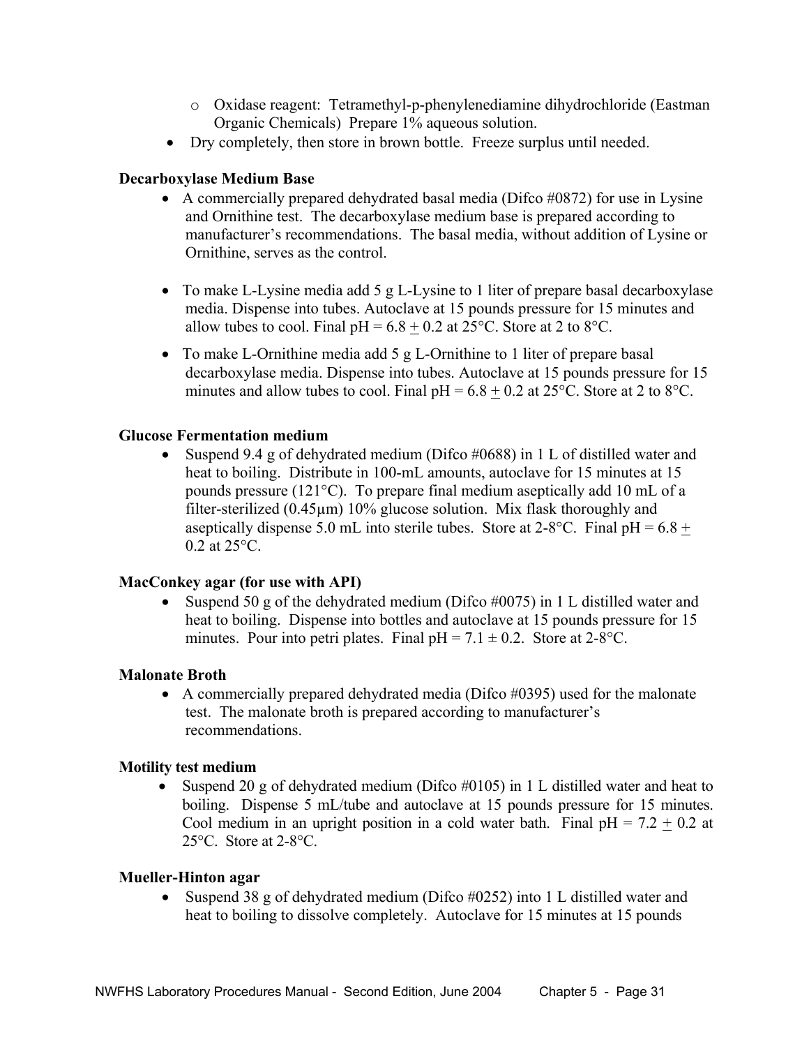- Oxidase reagent: Tetramethyl-p-phenylenediamine dihydrochloride (Eastman Organic Chemicals) Prepare 1% aqueous solution.
- Dry completely, then store in brown bottle. Freeze surplus until needed.

**Decarboxylase Medium Base**

- A commercially prepared dehydrated basal media (Difco #0872) for use in Lysine and Ornithine test. The decarboxylase medium base is prepared according to manufacturer's recommendations. The basal media, without addition of Lysine or Ornithine, serves as the control.

- To make L-Lysine media add 5 g L-Lysine to 1 liter of prepare basal decarboxylase media. Dispense into tubes. Autoclave at 15 pounds pressure for 15 minutes and allow tubes to cool. Final pH = 6.8 $\pm$ 0.2 at 25°C. Store at 2 to 8°C.

- To make L-Ornithine media add 5 g L-Ornithine to 1 liter of prepare basal decarboxylase media. Dispense into tubes. Autoclave at 15 pounds pressure for 15 minutes and allow tubes to cool. Final pH = 6.8 $\pm$ 0.2 at 25°C. Store at 2 to 8°C.

**Glucose Fermentation medium**

- Suspend 9.4 g of dehydrated medium (Difco #0688) in 1 L of distilled water and heat to boiling. Distribute in 100-mL amounts, autoclave for 15 minutes at 15 pounds pressure (121°C). To prepare final medium aseptically add 10 mL of a filter-sterilized (0.45µm) 10% glucose solution. Mix flask thoroughly and aseptically dispense 5.0 mL into sterile tubes. Store at 2-8°C. Final pH = 6.8 $\pm$ 0.2 at 25°C.

**MacConkey agar (for use with API)**

- Suspend 50 g of the dehydrated medium (Difco #0075) in 1 L distilled water and heat to boiling. Dispense into bottles and autoclave at 15 pounds pressure for 15 minutes. Pour into petri plates. Final pH = 7.1 ± 0.2. Store at 2-8°C.

**Malonate Broth**

- A commercially prepared dehydrated media (Difco #0395) used for the malonate test. The malonate broth is prepared according to manufacturer's recommendations.

**Motility test medium**

- Suspend 20 g of dehydrated medium (Difco #0105) in 1 L distilled water and heat to boiling. Dispense 5 mL/tube and autoclave at 15 pounds pressure for 15 minutes. Cool medium in an upright position in a cold water bath. Final pH = 7.2 $\pm$ 0.2 at 25°C. Store at 2-8°C.

**Mueller-Hinton agar**

- Suspend 38 g of dehydrated medium (Difco #0252) into 1 L distilled water and heat to boiling to dissolve completely. Autoclave for 15 minutes at 15 pounds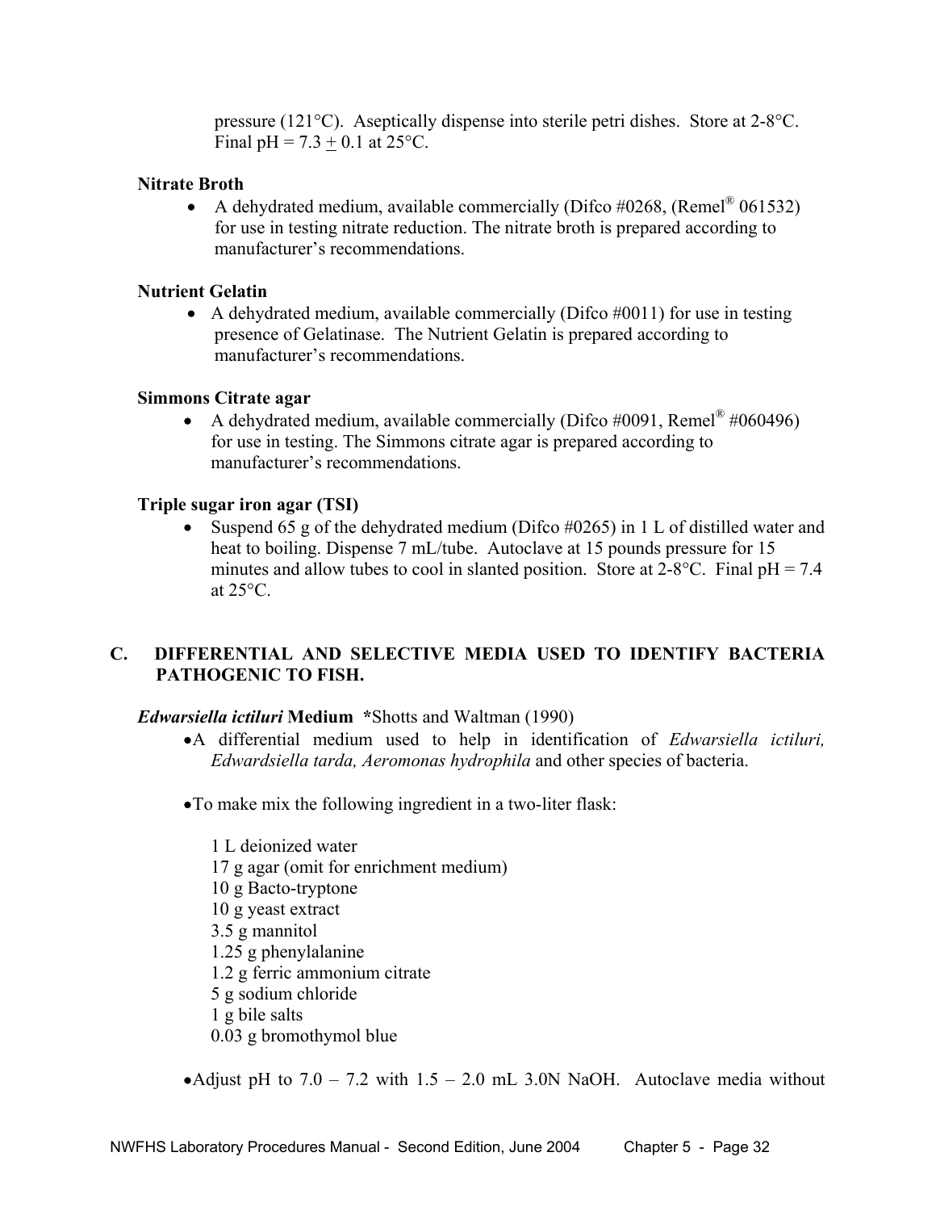pressure (121°C). Aseptically dispense into sterile petri dishes. Store at 2-8°C. Final pH = 7.3 ± 0.1 at 25°C.

**Nitrate Broth**

- A dehydrated medium, available commercially (Difco #0268, (Remel® 061532) for use in testing nitrate reduction. The nitrate broth is prepared according to manufacturer's recommendations.

**Nutrient Gelatin**

- A dehydrated medium, available commercially (Difco #0011) for use in testing presence of Gelatinase. The Nutrient Gelatin is prepared according to manufacturer's recommendations.

**Simmons Citrate agar**

- A dehydrated medium, available commercially (Difco #0091, Remel® #060496) for use in testing. The Simmons citrate agar is prepared according to manufacturer's recommendations.

**Triple sugar iron agar (TSI)**

- Suspend 65 g of the dehydrated medium (Difco #0265) in 1 L of distilled water and heat to boiling. Dispense 7 mL/tube. Autoclave at 15 pounds pressure for 15 minutes and allow tubes to cool in slanted position. Store at 2-8°C. Final pH = 7.4 at 25°C.

## C. DIFFERENTIAL AND SELECTIVE MEDIA USED TO IDENTIFY BACTERIA PATHOGENIC TO FISH.

***Edwarsiella ictiluri* Medium** *Shotts and Waltman (1990)

- A differential medium used to help in identification of *Edwarsiella ictiluri, Edwardsiella tarda, Aeromonas hydrophila* and other species of bacteria.

- To make mix the following ingredient in a two-liter flask:

  1 L deionized water
  17 g agar (omit for enrichment medium)
  10 g Bacto-tryptone
  10 g yeast extract
  3.5 g mannitol
  1.25 g phenylalanine
  1.2 g ferric ammonium citrate
  5 g sodium chloride
  1 g bile salts
  0.03 g bromothymol blue

- Adjust pH to 7.0 – 7.2 with 1.5 – 2.0 mL 3.0N NaOH. Autoclave media without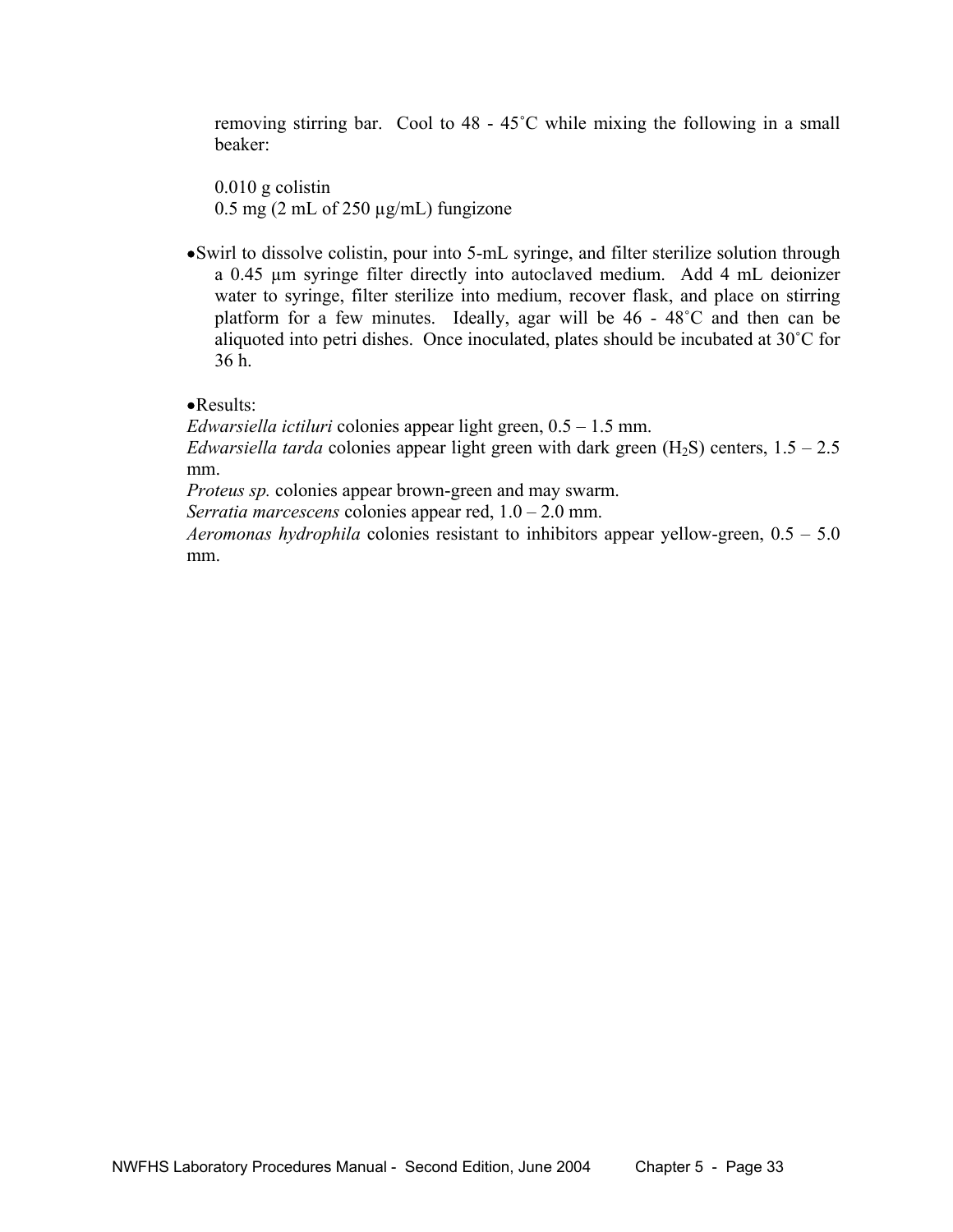removing stirring bar. Cool to 48 - 45˚C while mixing the following in a small beaker:

0.010 g colistin
0.5 mg (2 mL of 250 µg/mL) fungizone

- Swirl to dissolve colistin, pour into 5-mL syringe, and filter sterilize solution through a 0.45 µm syringe filter directly into autoclaved medium. Add 4 mL deionizer water to syringe, filter sterilize into medium, recover flask, and place on stirring platform for a few minutes. Ideally, agar will be 46 - 48˚C and then can be aliquoted into petri dishes. Once inoculated, plates should be incubated at 30˚C for 36 h.

- Results:

*Edwarsiella ictiluri* colonies appear light green, 0.5 – 1.5 mm.
*Edwarsiella tarda* colonies appear light green with dark green ($H_2S$) centers, 1.5 – 2.5 mm.
*Proteus sp.* colonies appear brown-green and may swarm.
*Serratia marcescens* colonies appear red, 1.0 – 2.0 mm.
*Aeromonas hydrophila* colonies resistant to inhibitors appear yellow-green, 0.5 – 5.0 mm.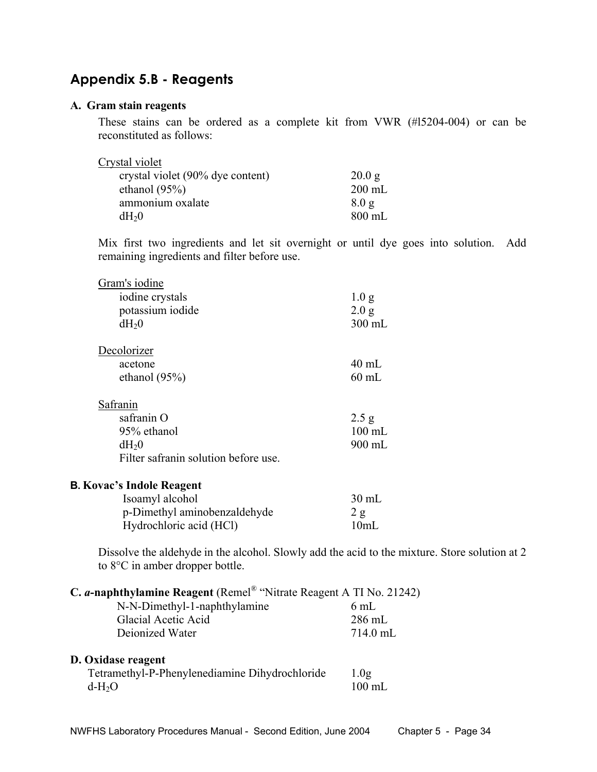## Appendix 5.B - Reagents

### A. Gram stain reagents

These stains can be ordered as a complete kit from VWR (#l5204-004) or can be reconstituted as follows:

Crystal violet

| | |
|---|---|
| crystal violet (90% dye content) | 20.0 g |
| ethanol (95%) | 200 mL |
| ammonium oxalate | 8.0 g |
| $dH_20$ | 800 mL |

Mix first two ingredients and let sit overnight or until dye goes into solution. Add remaining ingredients and filter before use.

Gram's iodine

| | |
|---|---|
| iodine crystals | 1.0 g |
| potassium iodide | 2.0 g |
| $dH_20$ | 300 mL |

Decolorizer

| | |
|---|---|
| acetone | 40 mL |
| ethanol (95%) | 60 mL |

Safranin

| | |
|---|---|
| safranin O | 2.5 g |
| 95% ethanol | 100 mL |
| $dH_20$ | 900 mL |

Filter safranin solution before use.

### B. Kovac's Indole Reagent

| | |
|---|---|
| Isoamyl alcohol | 30 mL |
| p-Dimethyl aminobenzaldehyde | 2 g |
| Hydrochloric acid (HCl) | 10mL |

Dissolve the aldehyde in the alcohol. Slowly add the acid to the mixture. Store solution at 2 to 8°C in amber dropper bottle.

### C. *a*-naphthylamine Reagent (Remel® "Nitrate Reagent A TI No. 21242)

| | |
|---|---|
| N-N-Dimethyl-1-naphthylamine | 6 mL |
| Glacial Acetic Acid | 286 mL |
| Deionized Water | 714.0 mL |

### D. Oxidase reagent

| | |
|---|---|
| Tetramethyl-P-Phenylenediamine Dihydrochloride | 1.0g |
| $d\text{-}H_2O$ | 100 mL |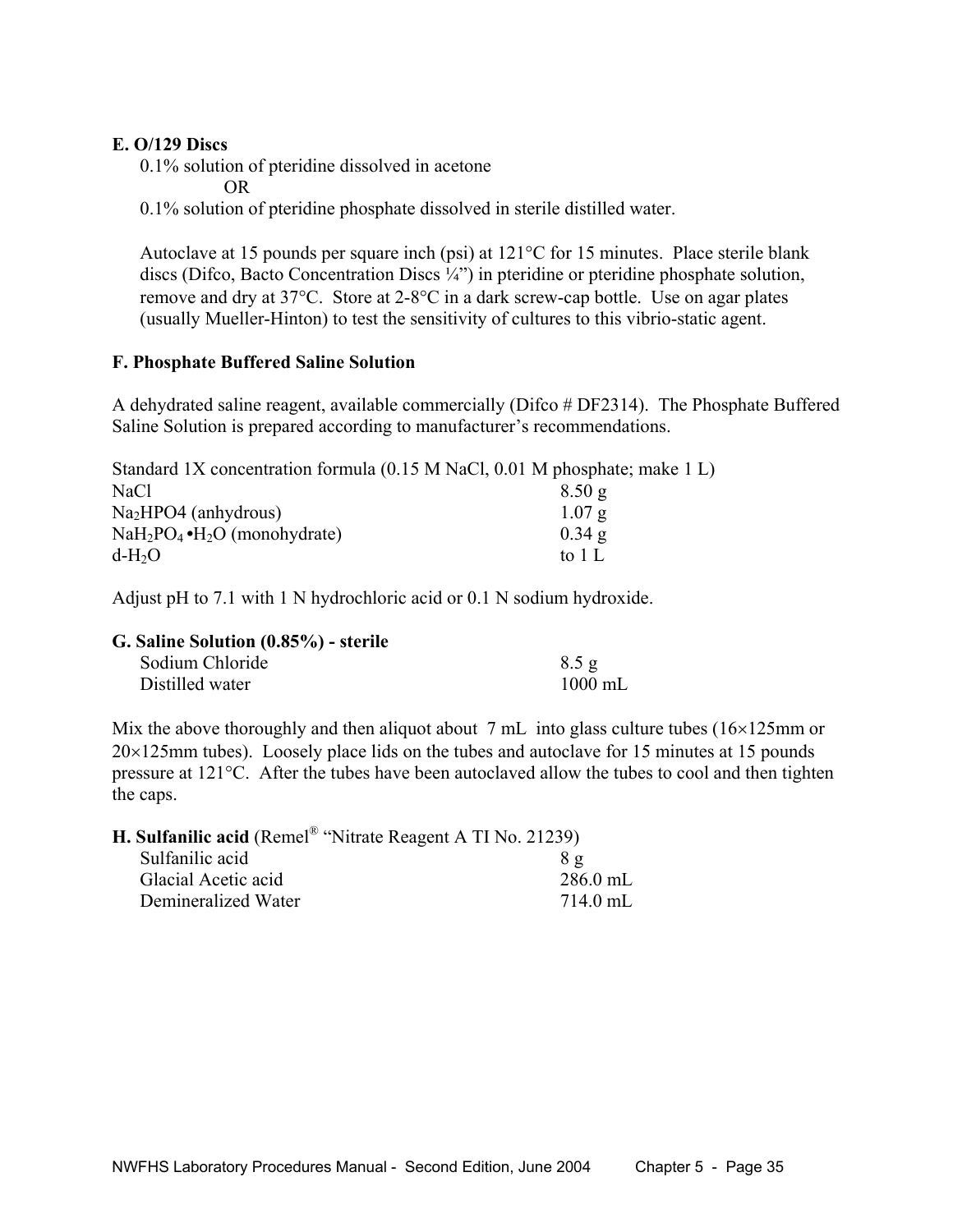**E. O/129 Discs**

0.1% solution of pteridine dissolved in acetone

OR

0.1% solution of pteridine phosphate dissolved in sterile distilled water.

Autoclave at 15 pounds per square inch (psi) at 121°C for 15 minutes. Place sterile blank discs (Difco, Bacto Concentration Discs ¼") in pteridine or pteridine phosphate solution, remove and dry at 37°C. Store at 2-8°C in a dark screw-cap bottle. Use on agar plates (usually Mueller-Hinton) to test the sensitivity of cultures to this vibrio-static agent.

**F. Phosphate Buffered Saline Solution**

A dehydrated saline reagent, available commercially (Difco # DF2314). The Phosphate Buffered Saline Solution is prepared according to manufacturer's recommendations.

Standard 1X concentration formula (0.15 M NaCl, 0.01 M phosphate; make 1 L)

| | |
|---|---|
| NaCl | 8.50 g |
| $Na_2HPO4$ (anhydrous) | 1.07 g |
| $NaH_2PO_4 \bullet H_2O$ (monohydrate) | 0.34 g |
| d-$H_2O$ | to 1 L |

Adjust pH to 7.1 with 1 N hydrochloric acid or 0.1 N sodium hydroxide.

**G. Saline Solution (0.85%) - sterile**

| | |
|---|---|
| Sodium Chloride | 8.5 g |
| Distilled water | 1000 mL |

Mix the above thoroughly and then aliquot about 7 mL into glass culture tubes (16×125mm or 20×125mm tubes). Loosely place lids on the tubes and autoclave for 15 minutes at 15 pounds pressure at 121°C. After the tubes have been autoclaved allow the tubes to cool and then tighten the caps.

**H. Sulfanilic acid** (Remel® "Nitrate Reagent A TI No. 21239)

| | |
|---|---|
| Sulfanilic acid | 8 g |
| Glacial Acetic acid | 286.0 mL |
| Demineralized Water | 714.0 mL |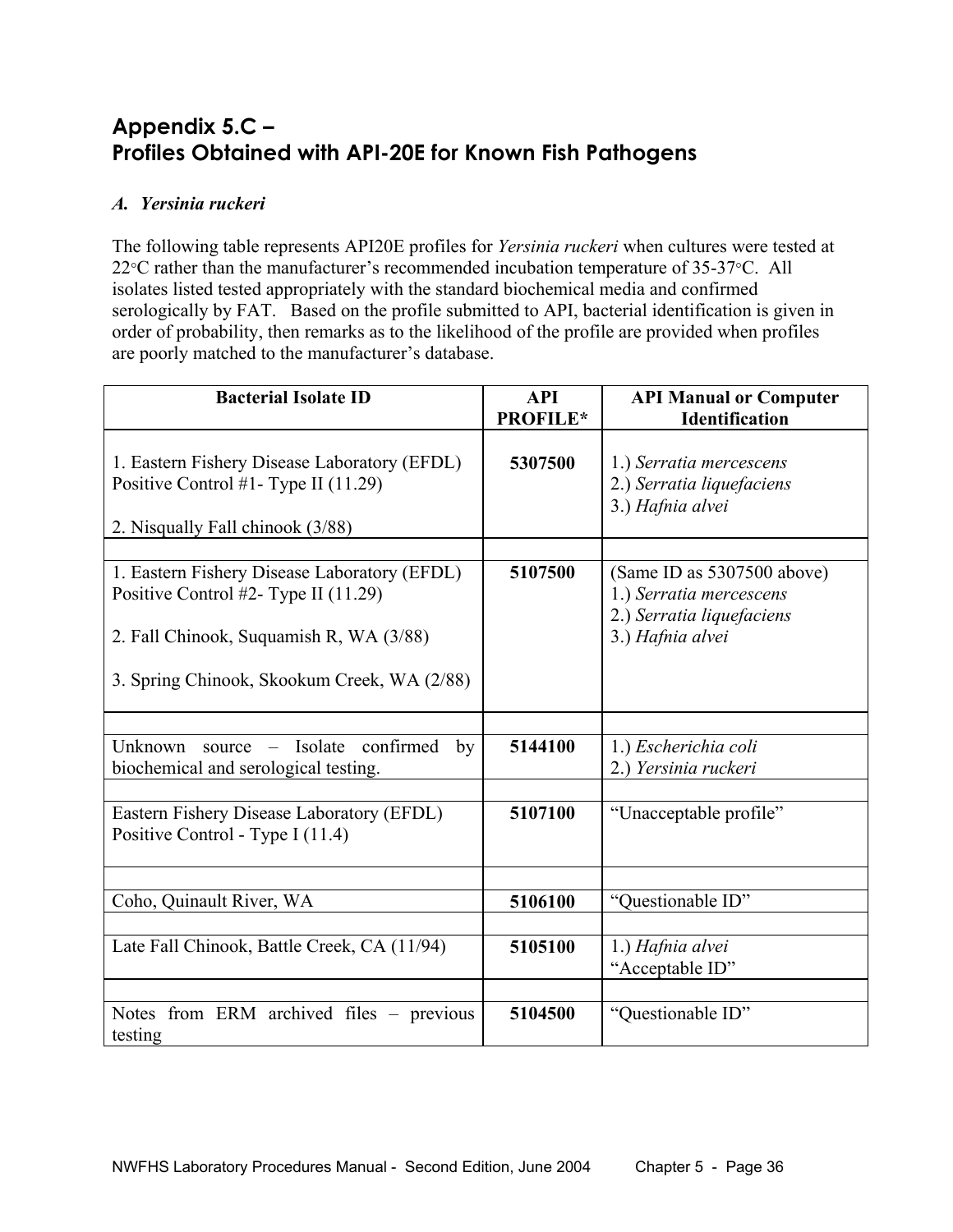## Appendix 5.C – Profiles Obtained with API-20E for Known Fish Pathogens

### A. *Yersinia ruckeri*

The following table represents API20E profiles for *Yersinia ruckeri* when cultures were tested at 22°C rather than the manufacturer's recommended incubation temperature of 35-37°C. All isolates listed tested appropriately with the standard biochemical media and confirmed serologically by FAT. Based on the profile submitted to API, bacterial identification is given in order of probability, then remarks as to the likelihood of the profile are provided when profiles are poorly matched to the manufacturer's database.

| Bacterial Isolate ID | API PROFILE* | API Manual or Computer Identification |
|---|---|---|
| 1. Eastern Fishery Disease Laboratory (EFDL) Positive Control #1- Type II (11.29)<br><br>2. Nisqually Fall chinook (3/88) | **5307500** | 1.) *Serratia mercescens*<br>2.) *Serratia liquefaciens*<br>3.) *Hafnia alvei* |
| | | |
| 1. Eastern Fishery Disease Laboratory (EFDL) Positive Control #2- Type II (11.29)<br><br>2. Fall Chinook, Suquamish R, WA (3/88)<br><br>3. Spring Chinook, Skookum Creek, WA (2/88) | **5107500** | (Same ID as 5307500 above)<br>1.) *Serratia mercescens*<br>2.) *Serratia liquefaciens*<br>3.) *Hafnia alvei* |
| | | |
| Unknown source – Isolate confirmed by biochemical and serological testing. | **5144100** | 1.) *Escherichia coli*<br>2.) *Yersinia ruckeri* |
| | | |
| Eastern Fishery Disease Laboratory (EFDL) Positive Control - Type I (11.4) | **5107100** | "Unacceptable profile" |
| | | |
| Coho, Quinault River, WA | **5106100** | "Questionable ID" |
| | | |
| Late Fall Chinook, Battle Creek, CA (11/94) | **5105100** | 1.) *Hafnia alvei*<br>"Acceptable ID" |
| | | |
| Notes from ERM archived files – previous testing | **5104500** | "Questionable ID" |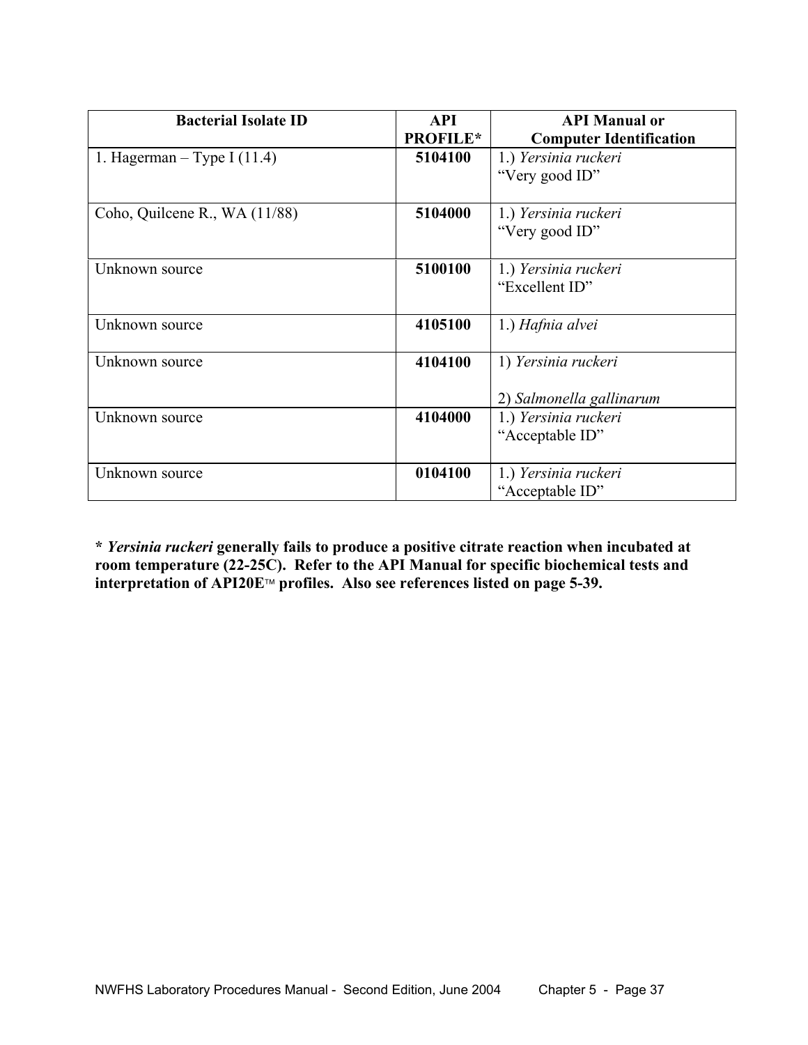| Bacterial Isolate ID | API PROFILE* | API Manual or Computer Identification |
|---|---|---|
| 1. Hagerman – Type I (11.4) | **5104100** | 1.) *Yersinia ruckeri* "Very good ID" |
| Coho, Quilcene R., WA (11/88) | **5104000** | 1.) *Yersinia ruckeri* "Very good ID" |
| Unknown source | **5100100** | 1.) *Yersinia ruckeri* "Excellent ID" |
| Unknown source | **4105100** | 1.) *Hafnia alvei* |
| Unknown source | **4104100** | 1) *Yersinia ruckeri*<br><br>2) *Salmonella gallinarum* |
| Unknown source | **4104000** | 1.) *Yersinia ruckeri* "Acceptable ID" |
| Unknown source | **0104100** | 1.) *Yersinia ruckeri* "Acceptable ID" |

**\* *Yersinia ruckeri* generally fails to produce a positive citrate reaction when incubated at room temperature (22-25C). Refer to the API Manual for specific biochemical tests and interpretation of API20E™ profiles. Also see references listed on page 5-39.**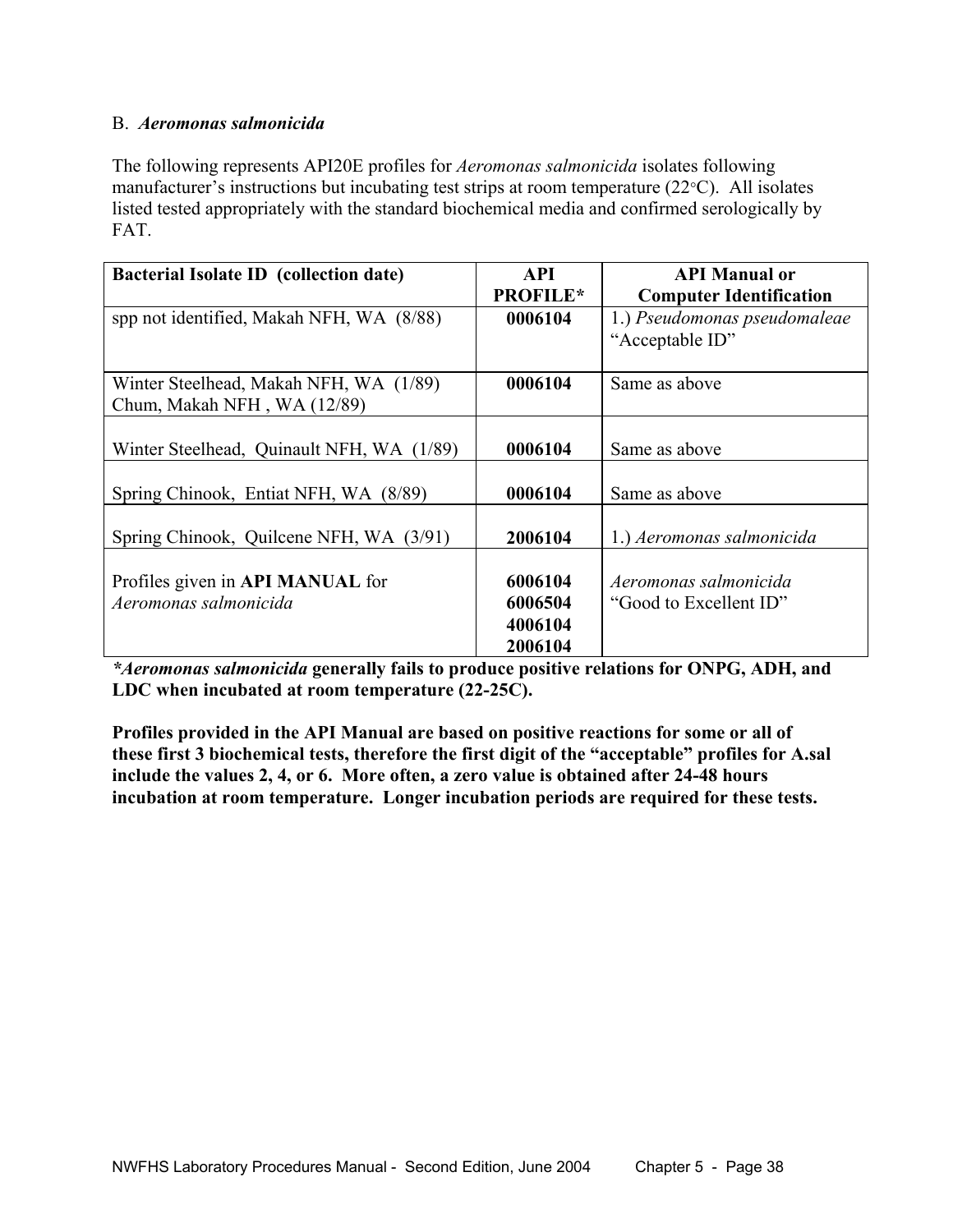B. *Aeromonas salmonicida*

The following represents API20E profiles for *Aeromonas salmonicida* isolates following manufacturer's instructions but incubating test strips at room temperature (22°C). All isolates listed tested appropriately with the standard biochemical media and confirmed serologically by FAT.

| **Bacterial Isolate ID (collection date)** | **API PROFILE*** | **API Manual or Computer Identification** |
|---|---|---|
| spp not identified, Makah NFH, WA (8/88) | **0006104** | 1.) *Pseudomonas pseudomaleae* "Acceptable ID" |
| Winter Steelhead, Makah NFH, WA (1/89)<br>Chum, Makah NFH , WA (12/89) | **0006104** | Same as above |
| Winter Steelhead, Quinault NFH, WA (1/89) | **0006104** | Same as above |
| Spring Chinook, Entiat NFH, WA (8/89) | **0006104** | Same as above |
| Spring Chinook, Quilcene NFH, WA (3/91) | **2006104** | 1.) *Aeromonas salmonicida* |
| Profiles given in **API MANUAL** for *Aeromonas salmonicida* | **6006104**<br>**6006504**<br>**4006104**<br>**2006104** | *Aeromonas salmonicida* "Good to Excellent ID" |

***Aeromonas salmonicida* generally fails to produce positive relations for ONPG, ADH, and LDC when incubated at room temperature (22-25C).**

**Profiles provided in the API Manual are based on positive reactions for some or all of these first 3 biochemical tests, therefore the first digit of the "acceptable" profiles for A.sal include the values 2, 4, or 6. More often, a zero value is obtained after 24-48 hours incubation at room temperature. Longer incubation periods are required for these tests.**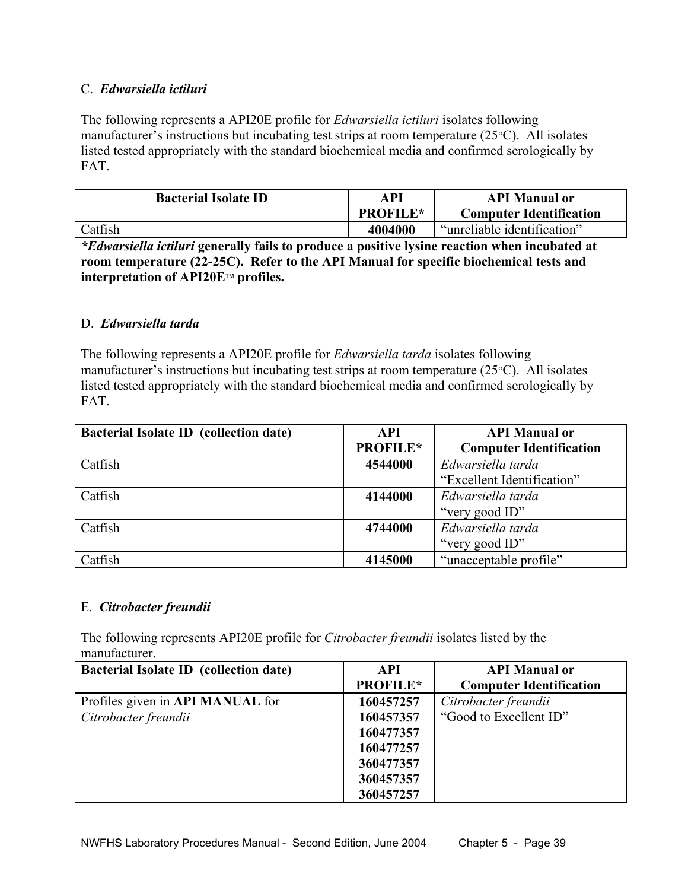C. ***Edwarsiella ictiluri***

The following represents a API20E profile for *Edwarsiella ictiluri* isolates following manufacturer's instructions but incubating test strips at room temperature (25°C). All isolates listed tested appropriately with the standard biochemical media and confirmed serologically by FAT.

| Bacterial Isolate ID | API PROFILE* | API Manual or Computer Identification |
|---|---|---|
| Catfish | **4004000** | "unreliable identification" |

***Edwarsiella ictiluri* generally fails to produce a positive lysine reaction when incubated at room temperature (22-25C). Refer to the API Manual for specific biochemical tests and interpretation of API20E™ profiles.**

D. ***Edwarsiella tarda***

The following represents a API20E profile for *Edwarsiella tarda* isolates following manufacturer's instructions but incubating test strips at room temperature (25°C). All isolates listed tested appropriately with the standard biochemical media and confirmed serologically by FAT.

| Bacterial Isolate ID (collection date) | API PROFILE* | API Manual or Computer Identification |
|---|---|---|
| Catfish | **4544000** | *Edwarsiella tarda* "Excellent Identification" |
| Catfish | **4144000** | *Edwarsiella tarda* "very good ID" |
| Catfish | **4744000** | *Edwarsiella tarda* "very good ID" |
| Catfish | **4145000** | "unacceptable profile" |

E. ***Citrobacter freundii***

The following represents API20E profile for *Citrobacter freundii* isolates listed by the manufacturer.

| Bacterial Isolate ID (collection date) | API PROFILE* | API Manual or Computer Identification |
|---|---|---|
| Profiles given in **API MANUAL** for *Citrobacter freundii* | **160457257** **160457357** **160477357** **160477257** **360477357** **360457357** **360457257** | *Citrobacter freundii* "Good to Excellent ID" |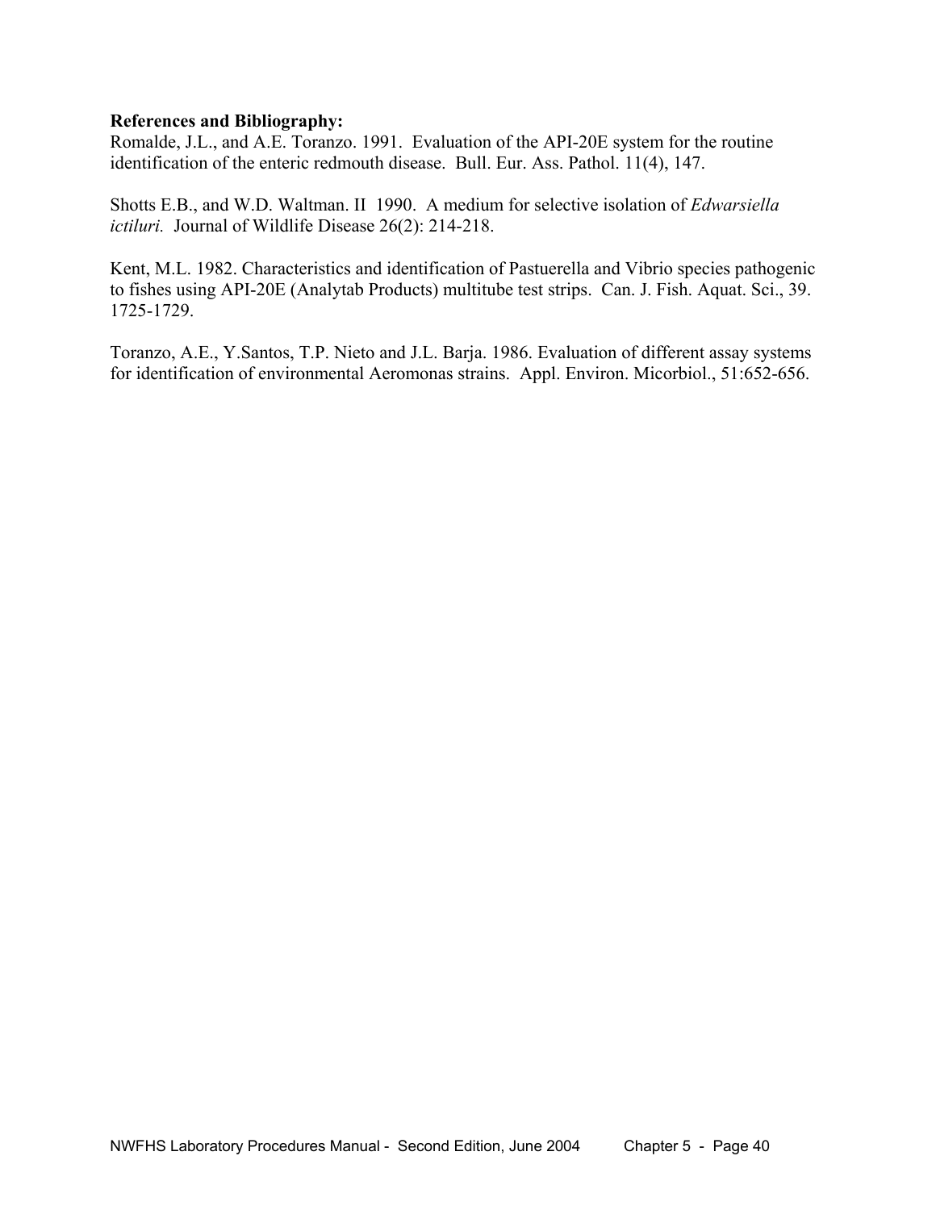**References and Bibliography:**

Romalde, J.L., and A.E. Toranzo. 1991. Evaluation of the API-20E system for the routine identification of the enteric redmouth disease. Bull. Eur. Ass. Pathol. 11(4), 147.

Shotts E.B., and W.D. Waltman. II 1990. A medium for selective isolation of *Edwarsiella ictiluri.* Journal of Wildlife Disease 26(2): 214-218.

Kent, M.L. 1982. Characteristics and identification of Pastuerella and Vibrio species pathogenic to fishes using API-20E (Analytab Products) multitube test strips. Can. J. Fish. Aquat. Sci., 39. 1725-1729.

Toranzo, A.E., Y.Santos, T.P. Nieto and J.L. Barja. 1986. Evaluation of different assay systems for identification of environmental Aeromonas strains. Appl. Environ. Micorbiol., 51:652-656.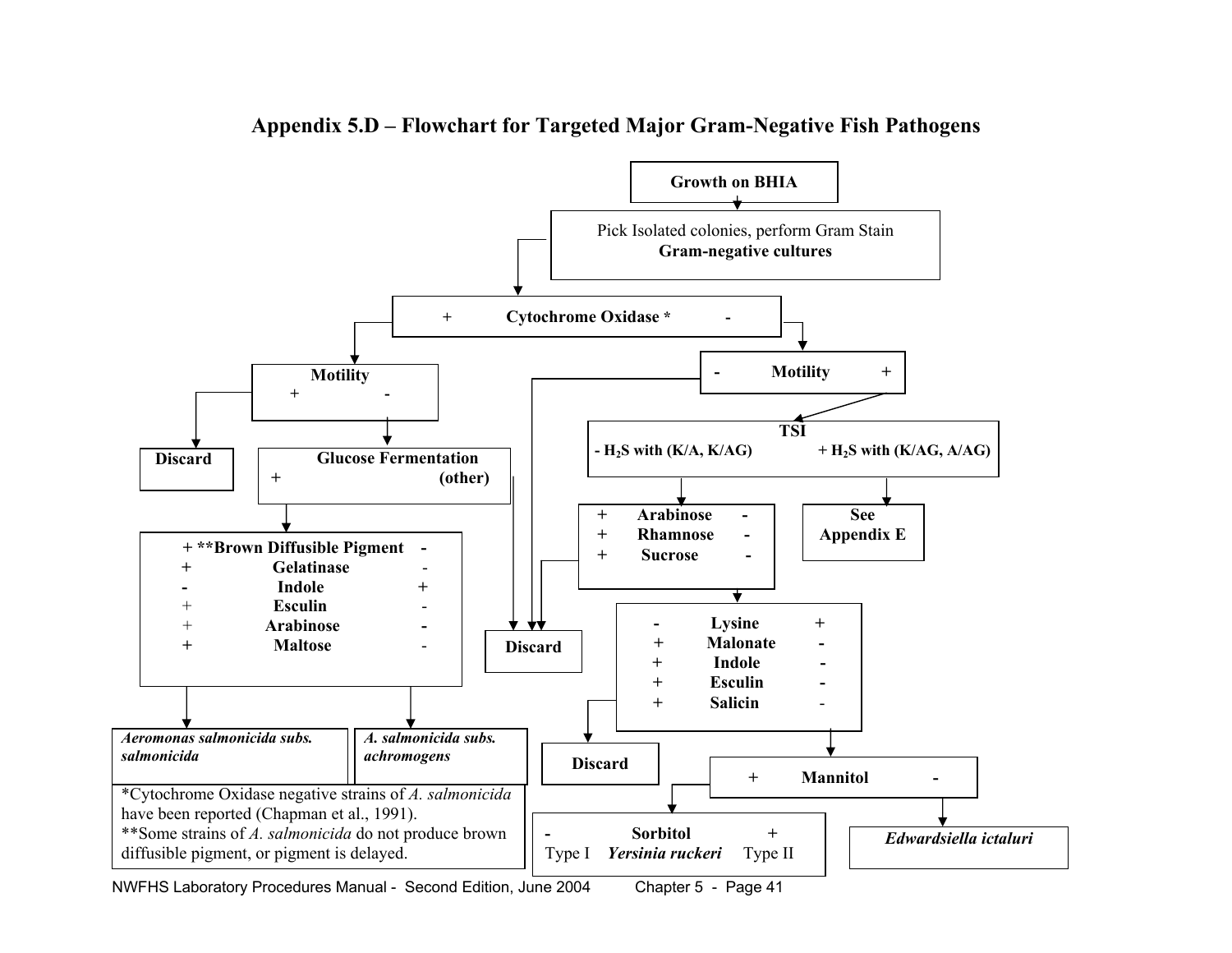## Appendix 5.D – Flowchart for Targeted Major Gram-Negative Fish Pathogens

**Growth on BHIA**

↓

Pick Isolated colonies, perform Gram Stain
**Gram-negative cultures**

↓

**Cytochrome Oxidase *** (+ / -)

**Cytochrome Oxidase +** → **Motility**

- Motility + → **Discard**
- Motility - → **Glucose Fermentation**
  - Glucose Fermentation (other) → **Discard**
  - Glucose Fermentation + →

| + | | - |
|---|---|---|
| + | **Brown Diffusible Pigment** ** | - |
| + | **Gelatinase** | - |
| - | **Indole** | + |
| + | **Esculin** | - |
| + | **Arabinose** | - |
| + | **Maltose** | - |

- + → ***Aeromonas salmonicida subs. salmonicida***
- - → ***A. salmonicida subs. achromogens***

**Cytochrome Oxidase -** → **Motility**

- Motility - → **Discard**
- Motility + → **TSI**
  - + $H_2S$ with (K/AG, A/AG) → **See Appendix E**
  - - $H_2S$ with (K/A, K/AG) →

| + | | - |
|---|---|---|
| + | **Arabinose** | - |
| + | **Rhamnose** | - |
| + | **Sucrose** | - |

- + → **Discard**
- - →

| | | |
|---|---|---|
| - | **Lysine** | + |
| + | **Malonate** | - |
| + | **Indole** | - |
| + | **Esculin** | - |
| + | **Salicin** | - |

- Left (- Lysine, + Malonate, Indole, Esculin, Salicin) → **Discard**
- Right (+ Lysine, - Malonate, Indole, Esculin, Salicin) → **Mannitol**
  - + Mannitol → **Sorbitol**: - Type I ***Yersinia ruckeri*** + Type II
  - - Mannitol → ***Edwardsiella ictaluri***

*Cytochrome Oxidase negative strains of *A. salmonicida* have been reported (Chapman et al., 1991).
**Some strains of *A. salmonicida* do not produce brown diffusible pigment, or pigment is delayed.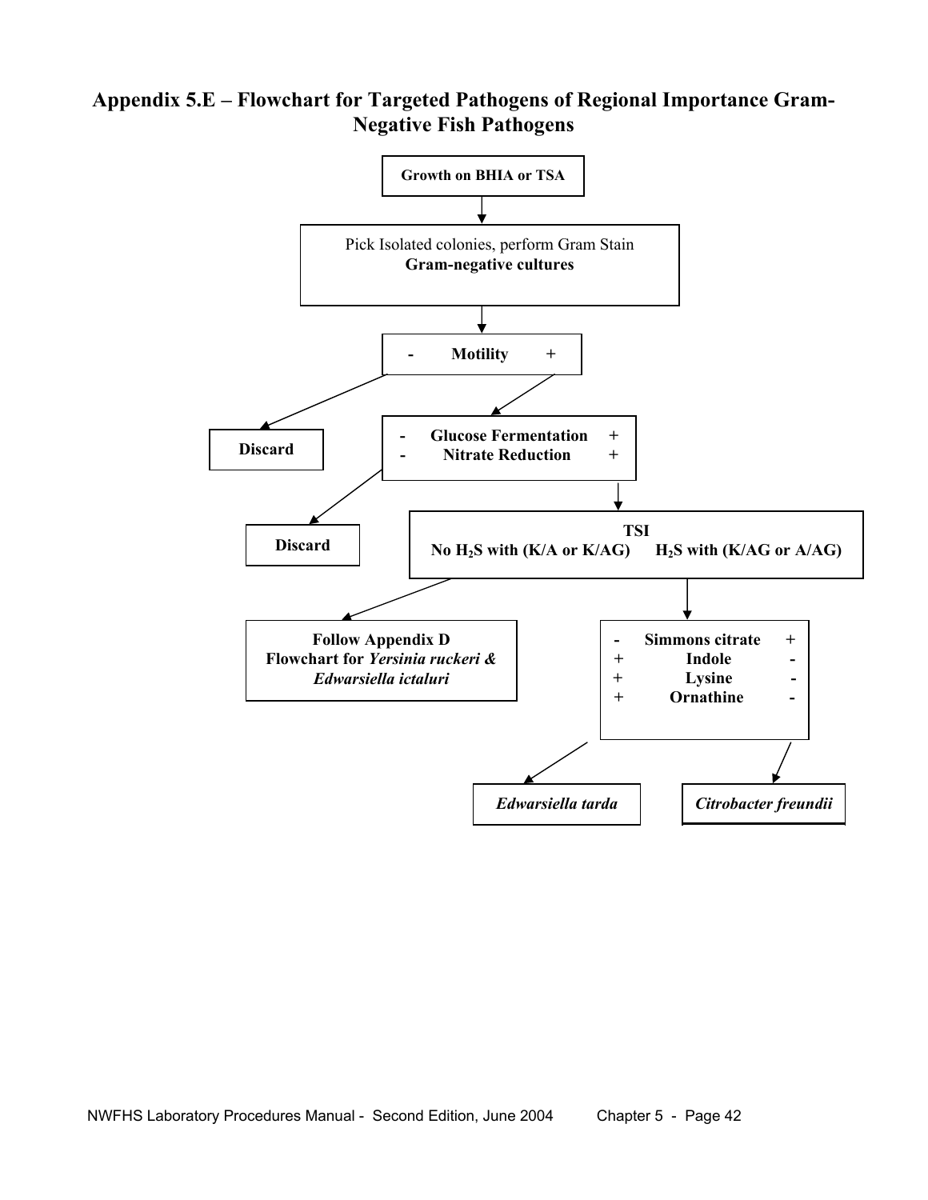# Appendix 5.E – Flowchart for Targeted Pathogens of Regional Importance Gram-Negative Fish Pathogens

**Growth on BHIA or TSA**

↓

Pick Isolated colonies, perform Gram Stain
**Gram-negative cultures**

↓

**- Motility +**

- Motility − → **Discard**
- Motility + → **- Glucose Fermentation + / - Nitrate Reduction +**

**- Glucose Fermentation +**
**- Nitrate Reduction +**

- − → **Discard**
- + → **TSI**

**TSI**
**No $H_2S$ with (K/A or K/AG)** | **$H_2S$ with (K/AG or A/AG)**

- No $H_2S$ with (K/A or K/AG) → **Follow Appendix D Flowchart for *Yersinia ruckeri & Edwarsiella ictaluri***
- $H_2S$ with (K/AG or A/AG) →

| | | |
|---|---|---|
| **-** | **Simmons citrate** | **+** |
| **+** | **Indole** | **-** |
| **+** | **Lysine** | **-** |
| **+** | **Ornathine** | **-** |

- Left column (- Simmons citrate, + Indole, + Lysine, + Ornathine) → ***Edwarsiella tarda***
- Right column (+ Simmons citrate, - Indole, - Lysine, - Ornathine) → ***Citrobacter freundii***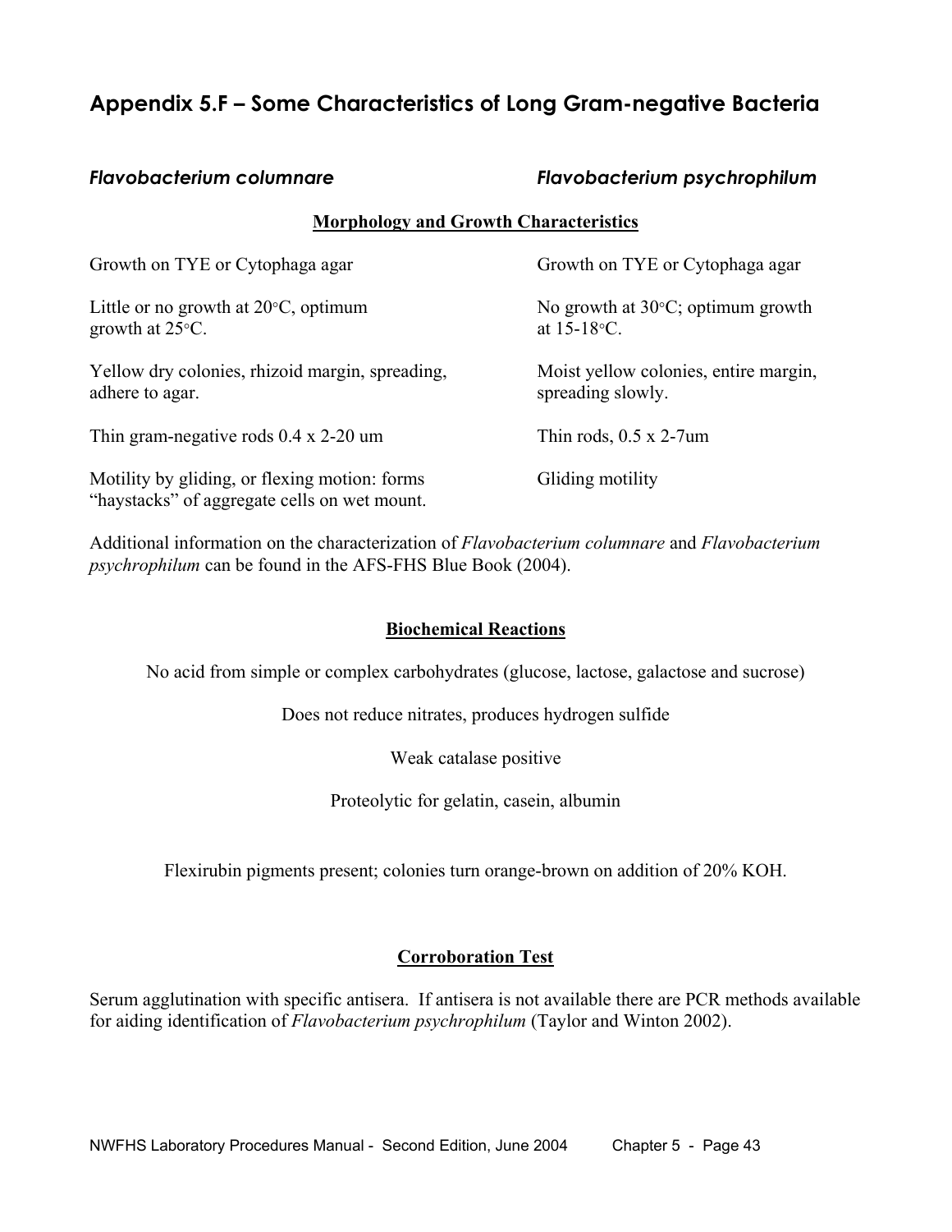# Appendix 5.F – Some Characteristics of Long Gram-negative Bacteria

| *Flavobacterium columnare* | *Flavobacterium psychrophilum* |
|---|---|

### Morphology and Growth Characteristics

| *Flavobacterium columnare* | *Flavobacterium psychrophilum* |
|---|---|
| Growth on TYE or Cytophaga agar | Growth on TYE or Cytophaga agar |
| Little or no growth at 20°C, optimum growth at 25°C. | No growth at 30°C; optimum growth at 15-18°C. |
| Yellow dry colonies, rhizoid margin, spreading, adhere to agar. | Moist yellow colonies, entire margin, spreading slowly. |
| Thin gram-negative rods 0.4 x 2-20 um | Thin rods, 0.5 x 2-7um |
| Motility by gliding, or flexing motion: forms "haystacks" of aggregate cells on wet mount. | Gliding motility |

Additional information on the characterization of *Flavobacterium columnare* and *Flavobacterium psychrophilum* can be found in the AFS-FHS Blue Book (2004).

### Biochemical Reactions

No acid from simple or complex carbohydrates (glucose, lactose, galactose and sucrose)

Does not reduce nitrates, produces hydrogen sulfide

Weak catalase positive

Proteolytic for gelatin, casein, albumin

Flexirubin pigments present; colonies turn orange-brown on addition of 20% KOH.

### Corroboration Test

Serum agglutination with specific antisera. If antisera is not available there are PCR methods available for aiding identification of *Flavobacterium psychrophilum* (Taylor and Winton 2002).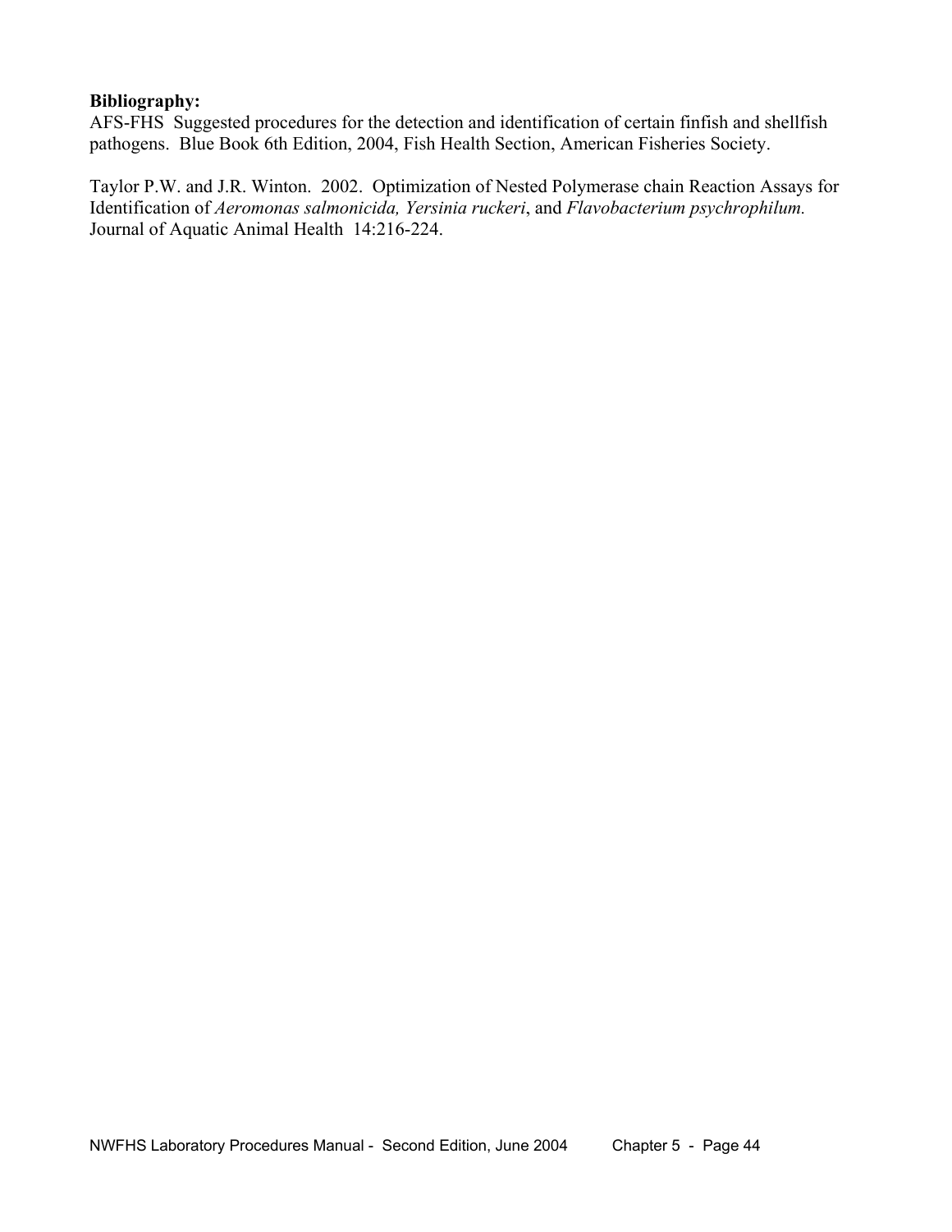**Bibliography:**

AFS-FHS Suggested procedures for the detection and identification of certain finfish and shellfish pathogens. Blue Book 6th Edition, 2004, Fish Health Section, American Fisheries Society.

Taylor P.W. and J.R. Winton. 2002. Optimization of Nested Polymerase chain Reaction Assays for Identification of *Aeromonas salmonicida, Yersinia ruckeri*, and *Flavobacterium psychrophilum.* Journal of Aquatic Animal Health 14:216-224.